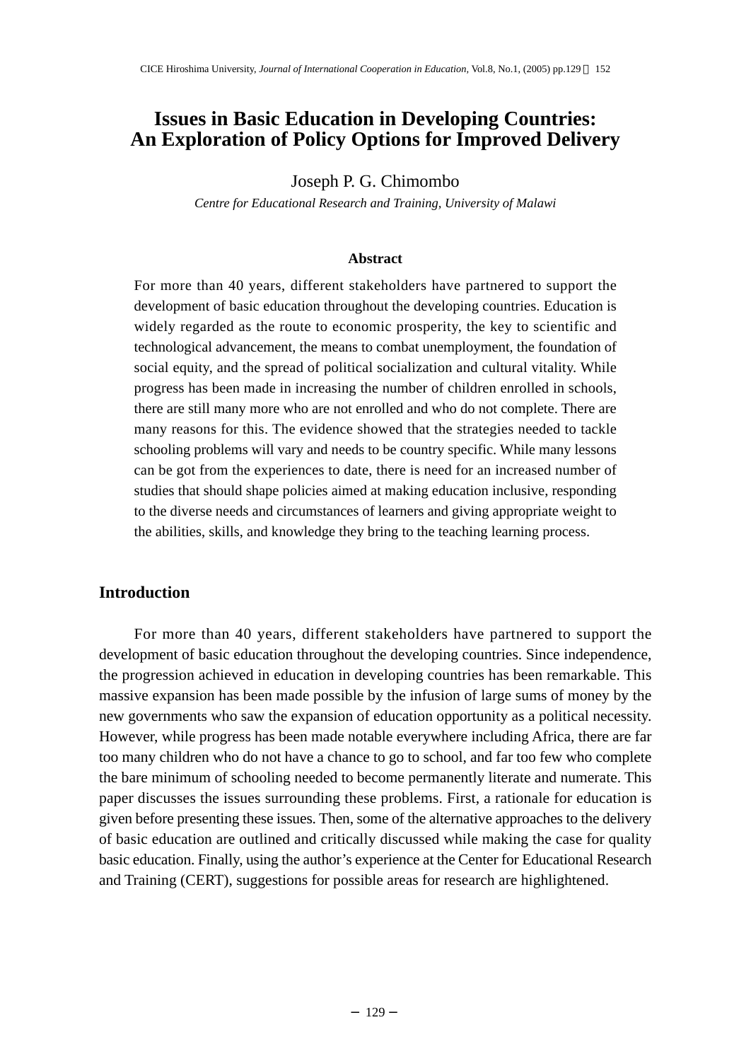# Issues in Basic Education in Developing Countries: An Exploration of Policy Options for Improved Delivery

Joseph P. G. Chimombo

*Centre for Educational Research and Training, University of Malawi*

### Abstract

For more than 40 years, different stakeholders have partnered to support the development of basic education throughout the developing countries. Education is widely regarded as the route to economic prosperity, the key to scientific and technological advancement, the means to combat unemployment, the foundation of social equity, and the spread of political socialization and cultural vitality. While progress has been made in increasing the number of children enrolled in schools, there are still many more who are not enrolled and who do not complete. There are many reasons for this. The evidence showed that the strategies needed to tackle schooling problems will vary and needs to be country specific. While many lessons can be got from the experiences to date, there is need for an increased number of studies that should shape policies aimed at making education inclusive, responding to the diverse needs and circumstances of learners and giving appropriate weight to the abilities, skills, and knowledge they bring to the teaching learning process.

## Introduction

For more than 40 years, different stakeholders have partnered to support the development of basic education throughout the developing countries. Since independence, the progression achieved in education in developing countries has been remarkable. This massive expansion has been made possible by the infusion of large sums of money by the new governments who saw the expansion of education opportunity as a political necessity. However, while progress has been made notable everywhere including Africa, there are far too many children who do not have a chance to go to school, and far too few who complete the bare minimum of schooling needed to become permanently literate and numerate. This paper discusses the issues surrounding these problems. First, a rationale for education is given before presenting these issues. Then, some of the alternative approaches to the delivery of basic education are outlined and critically discussed while making the case for quality basic education. Finally, using the author's experience at the Center for Educational Research and Training (CERT), suggestions for possible areas for research are highlightened.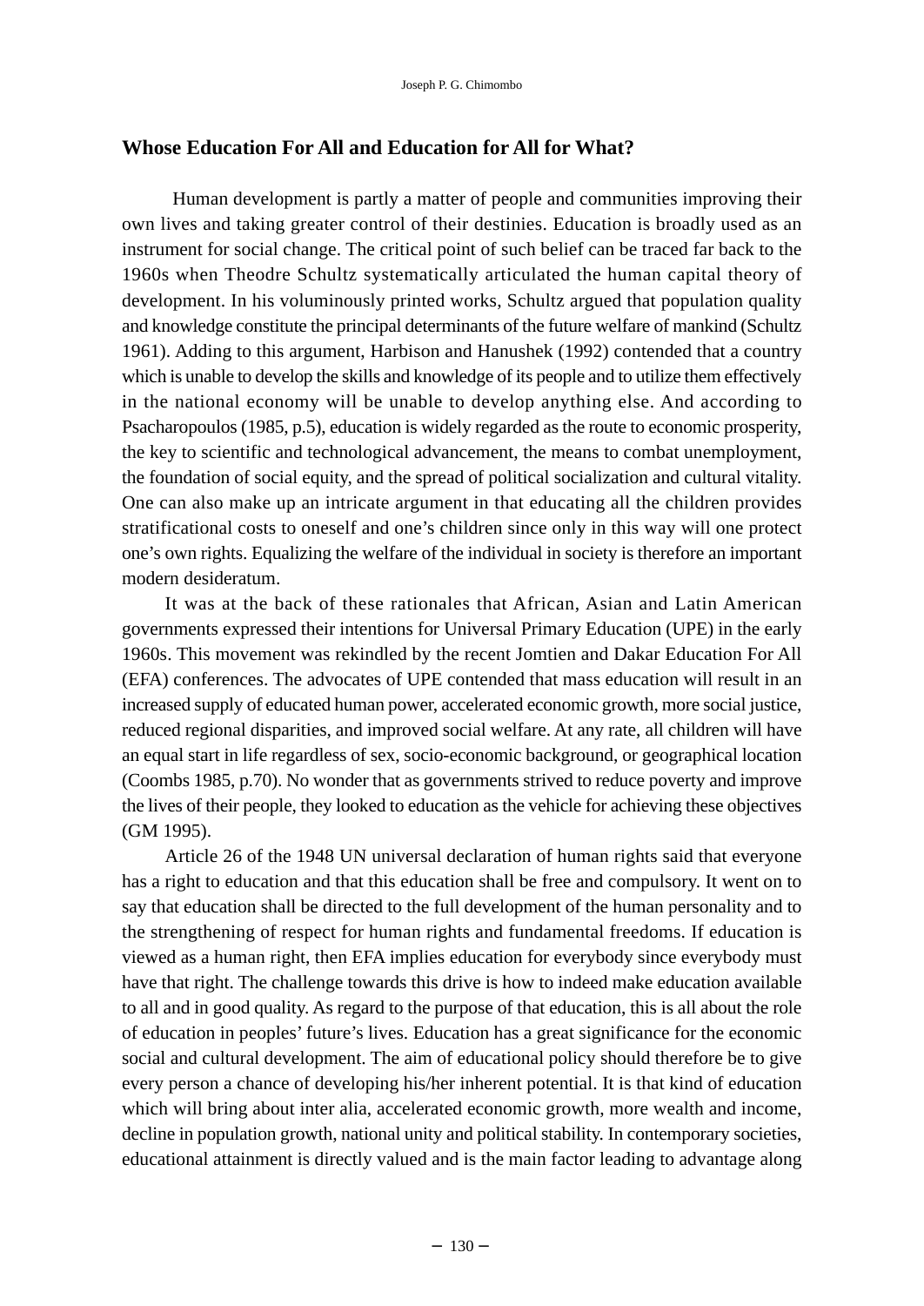## Whose Education For All and Education for All for What?

Human development is partly a matter of people and communities improving their own lives and taking greater control of their destinies. Education is broadly used as an instrument for social change. The critical point of such belief can be traced far back to the 1960s when Theodre Schultz systematically articulated the human capital theory of development. In his voluminously printed works, Schultz argued that population quality and knowledge constitute the principal determinants of the future welfare of mankind (Schultz 1961). Adding to this argument, Harbison and Hanushek (1992) contended that a country which is unable to develop the skills and knowledge of its people and to utilize them effectively in the national economy will be unable to develop anything else. And according to Psacharopoulos (1985, p.5), education is widely regarded as the route to economic prosperity, the key to scientific and technological advancement, the means to combat unemployment, the foundation of social equity, and the spread of political socialization and cultural vitality. One can also make up an intricate argument in that educating all the children provides stratificational costs to oneself and one's children since only in this way will one protect one's own rights. Equalizing the welfare of the individual in society is therefore an important modern desideratum.

It was at the back of these rationales that African, Asian and Latin American governments expressed their intentions for Universal Primary Education (UPE) in the early 1960s. This movement was rekindled by the recent Jomtien and Dakar Education For All (EFA) conferences. The advocates of UPE contended that mass education will result in an increased supply of educated human power, accelerated economic growth, more social justice, reduced regional disparities, and improved social welfare. At any rate, all children will have an equal start in life regardless of sex, socio-economic background, or geographical location (Coombs 1985, p.70). No wonder that as governments strived to reduce poverty and improve the lives of their people, they looked to education as the vehicle for achieving these objectives (GM 1995).

Article 26 of the 1948 UN universal declaration of human rights said that everyone has a right to education and that this education shall be free and compulsory. It went on to say that education shall be directed to the full development of the human personality and to the strengthening of respect for human rights and fundamental freedoms. If education is viewed as a human right, then EFA implies education for everybody since everybody must have that right. The challenge towards this drive is how to indeed make education available to all and in good quality. As regard to the purpose of that education, this is all about the role of education in peoples' future's lives. Education has a great significance for the economic social and cultural development. The aim of educational policy should therefore be to give every person a chance of developing his/her inherent potential. It is that kind of education which will bring about inter alia, accelerated economic growth, more wealth and income, decline in population growth, national unity and political stability. In contemporary societies, educational attainment is directly valued and is the main factor leading to advantage along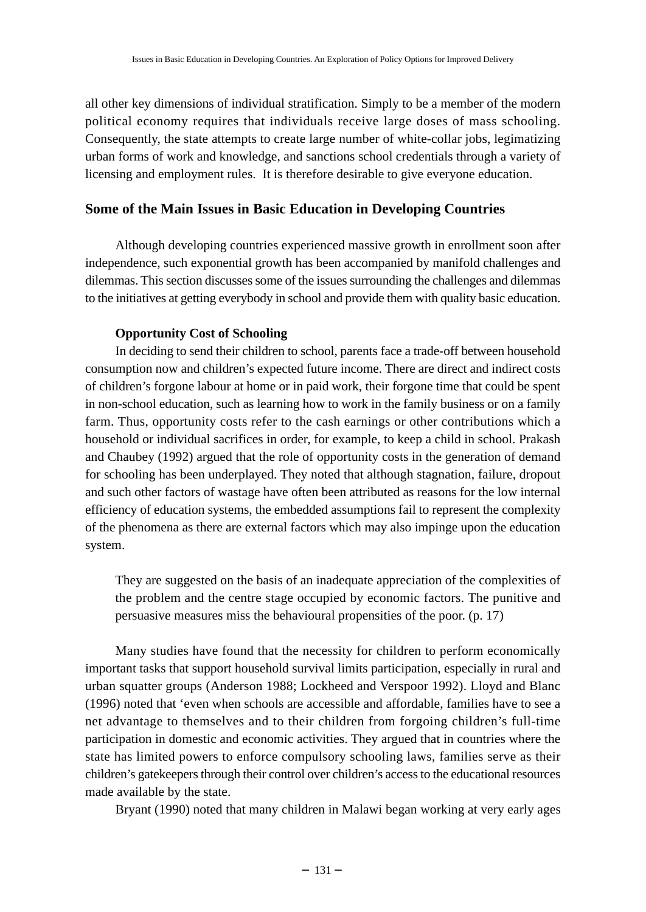all other key dimensions of individual stratification. Simply to be a member of the modern political economy requires that individuals receive large doses of mass schooling. Consequently, the state attempts to create large number of white-collar jobs, legimatizing urban forms of work and knowledge, and sanctions school credentials through a variety of licensing and employment rules. It is therefore desirable to give everyone education.

## Some of the Main Issues in Basic Education in Developing Countries

Although developing countries experienced massive growth in enrollment soon after independence, such exponential growth has been accompanied by manifold challenges and dilemmas. This section discusses some of the issues surrounding the challenges and dilemmas to the initiatives at getting everybody in school and provide them with quality basic education.

### Opportunity Cost of Schooling

In deciding to send their children to school, parents face a trade-off between household consumption now and children's expected future income. There are direct and indirect costs of children's forgone labour at home or in paid work, their forgone time that could be spent in non-school education, such as learning how to work in the family business or on a family farm. Thus, opportunity costs refer to the cash earnings or other contributions which a household or individual sacrifices in order, for example, to keep a child in school. Prakash and Chaubey (1992) argued that the role of opportunity costs in the generation of demand for schooling has been underplayed. They noted that although stagnation, failure, dropout and such other factors of wastage have often been attributed as reasons for the low internal efficiency of education systems, the embedded assumptions fail to represent the complexity of the phenomena as there are external factors which may also impinge upon the education system.

> They are suggested on the basis of an inadequate appreciation of the complexities of the problem and the centre stage occupied by economic factors. The punitive and persuasive measures miss the behavioural propensities of the poor. (p. 17)

Many studies have found that the necessity for children to perform economically important tasks that support household survival limits participation, especially in rural and urban squatter groups (Anderson 1988; Lockheed and Verspoor 1992). Lloyd and Blanc (1996) noted that 'even when schools are accessible and affordable, families have to see a net advantage to themselves and to their children from forgoing children's full-time participation in domestic and economic activities. They argued that in countries where the state has limited powers to enforce compulsory schooling laws, families serve as their children's gatekeepers through their control over children's access to the educational resources made available by the state.

Bryant (1990) noted that many children in Malawi began working at very early ages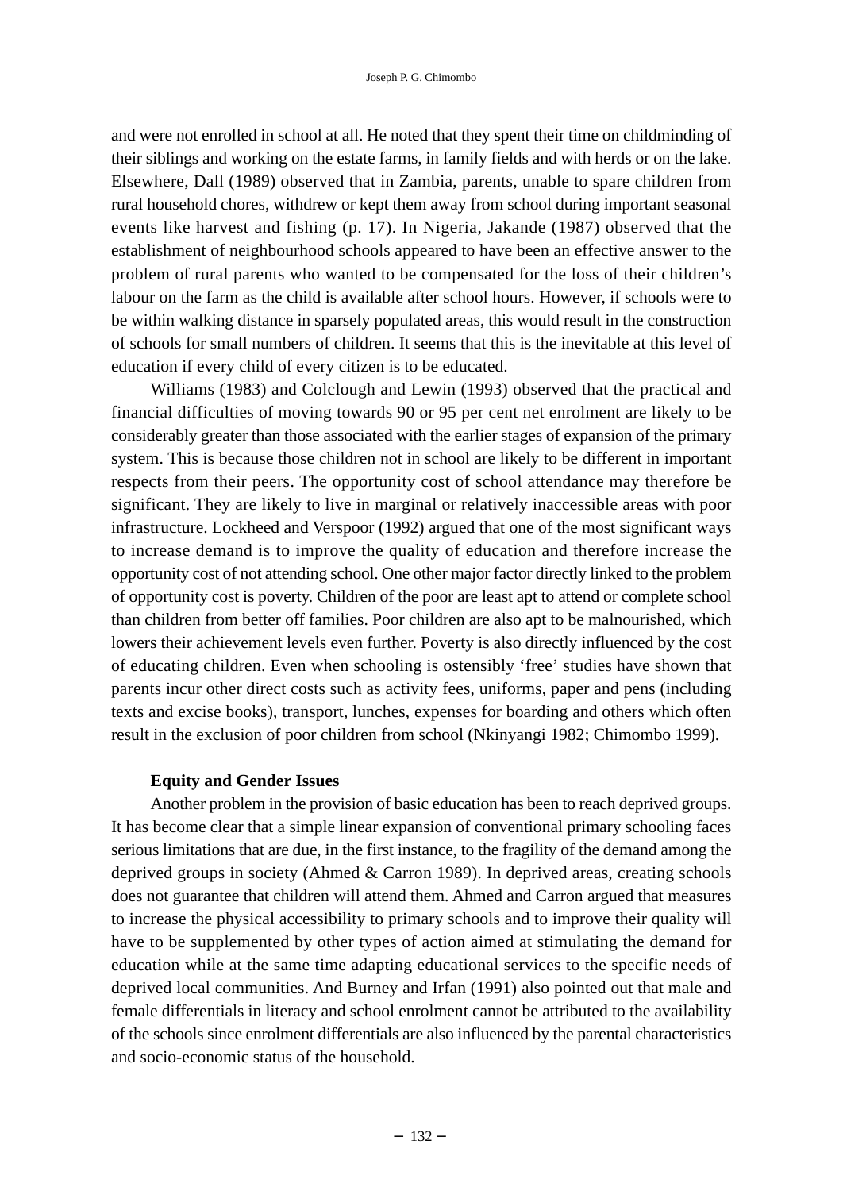and were not enrolled in school at all. He noted that they spent their time on childminding of their siblings and working on the estate farms, in family fields and with herds or on the lake. Elsewhere, Dall (1989) observed that in Zambia, parents, unable to spare children from rural household chores, withdrew or kept them away from school during important seasonal events like harvest and fishing (p. 17). In Nigeria, Jakande (1987) observed that the establishment of neighbourhood schools appeared to have been an effective answer to the problem of rural parents who wanted to be compensated for the loss of their children's labour on the farm as the child is available after school hours. However, if schools were to be within walking distance in sparsely populated areas, this would result in the construction of schools for small numbers of children. It seems that this is the inevitable at this level of education if every child of every citizen is to be educated.

Williams (1983) and Colclough and Lewin (1993) observed that the practical and financial difficulties of moving towards 90 or 95 per cent net enrolment are likely to be considerably greater than those associated with the earlier stages of expansion of the primary system. This is because those children not in school are likely to be different in important respects from their peers. The opportunity cost of school attendance may therefore be significant. They are likely to live in marginal or relatively inaccessible areas with poor infrastructure. Lockheed and Verspoor (1992) argued that one of the most significant ways to increase demand is to improve the quality of education and therefore increase the opportunity cost of not attending school. One other major factor directly linked to the problem of opportunity cost is poverty. Children of the poor are least apt to attend or complete school than children from better off families. Poor children are also apt to be malnourished, which lowers their achievement levels even further. Poverty is also directly influenced by the cost of educating children. Even when schooling is ostensibly 'free' studies have shown that parents incur other direct costs such as activity fees, uniforms, paper and pens (including texts and excise books), transport, lunches, expenses for boarding and others which often result in the exclusion of poor children from school (Nkinyangi 1982; Chimombo 1999).

### Equity and Gender Issues

Another problem in the provision of basic education has been to reach deprived groups. It has become clear that a simple linear expansion of conventional primary schooling faces serious limitations that are due, in the first instance, to the fragility of the demand among the deprived groups in society (Ahmed & Carron 1989). In deprived areas, creating schools does not guarantee that children will attend them. Ahmed and Carron argued that measures to increase the physical accessibility to primary schools and to improve their quality will have to be supplemented by other types of action aimed at stimulating the demand for education while at the same time adapting educational services to the specific needs of deprived local communities. And Burney and Irfan (1991) also pointed out that male and female differentials in literacy and school enrolment cannot be attributed to the availability of the schools since enrolment differentials are also influenced by the parental characteristics and socio-economic status of the household.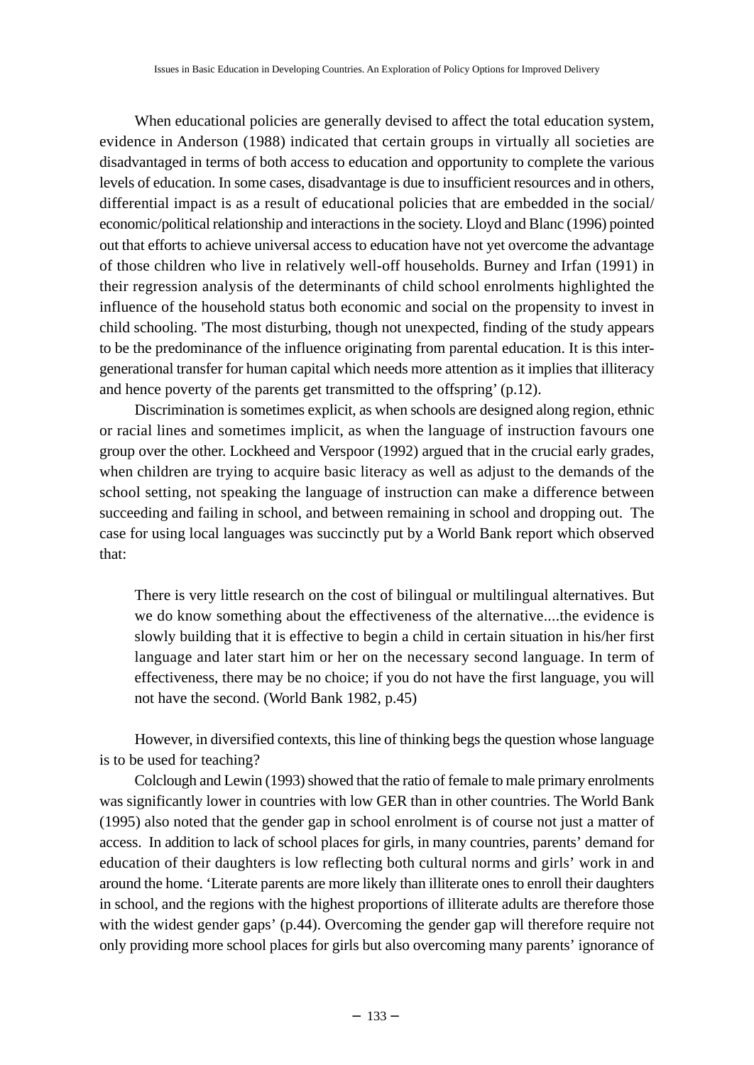When educational policies are generally devised to affect the total education system, evidence in Anderson (1988) indicated that certain groups in virtually all societies are disadvantaged in terms of both access to education and opportunity to complete the various levels of education. In some cases, disadvantage is due to insufficient resources and in others, differential impact is as a result of educational policies that are embedded in the social/ economic/political relationship and interactions in the society. Lloyd and Blanc (1996) pointed out that efforts to achieve universal access to education have not yet overcome the advantage of those children who live in relatively well-off households. Burney and Irfan (1991) in their regression analysis of the determinants of child school enrolments highlighted the influence of the household status both economic and social on the propensity to invest in child schooling. 'The most disturbing, though not unexpected, finding of the study appears to be the predominance of the influence originating from parental education. It is this inter-generational transfer for human capital which needs more attention as it implies that illiteracy and hence poverty of the parents get transmitted to the offspring' (p.12).

Discrimination is sometimes explicit, as when schools are designed along region, ethnic or racial lines and sometimes implicit, as when the language of instruction favours one group over the other. Lockheed and Verspoor (1992) argued that in the crucial early grades, when children are trying to acquire basic literacy as well as adjust to the demands of the school setting, not speaking the language of instruction can make a difference between succeeding and failing in school, and between remaining in school and dropping out. The case for using local languages was succinctly put by a World Bank report which observed that:

> There is very little research on the cost of bilingual or multilingual alternatives. But we do know something about the effectiveness of the alternative....the evidence is slowly building that it is effective to begin a child in certain situation in his/her first language and later start him or her on the necessary second language. In term of effectiveness, there may be no choice; if you do not have the first language, you will not have the second. (World Bank 1982, p.45)

However, in diversified contexts, this line of thinking begs the question whose language is to be used for teaching?

Colclough and Lewin (1993) showed that the ratio of female to male primary enrolments was significantly lower in countries with low GER than in other countries. The World Bank (1995) also noted that the gender gap in school enrolment is of course not just a matter of access. In addition to lack of school places for girls, in many countries, parents' demand for education of their daughters is low reflecting both cultural norms and girls' work in and around the home. 'Literate parents are more likely than illiterate ones to enroll their daughters in school, and the regions with the highest proportions of illiterate adults are therefore those with the widest gender gaps' (p.44). Overcoming the gender gap will therefore require not only providing more school places for girls but also overcoming many parents' ignorance of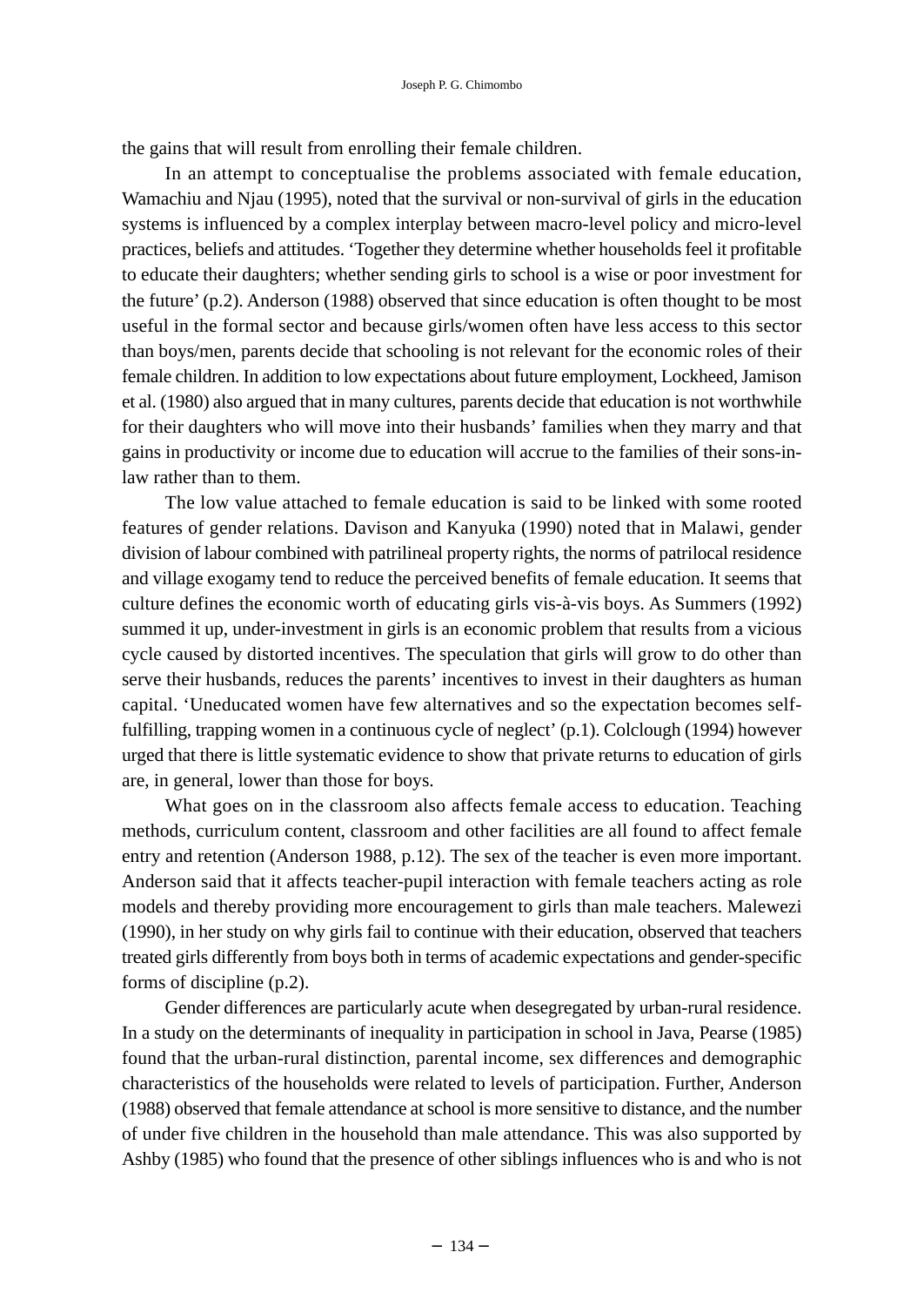the gains that will result from enrolling their female children.

In an attempt to conceptualise the problems associated with female education, Wamachiu and Njau (1995), noted that the survival or non-survival of girls in the education systems is influenced by a complex interplay between macro-level policy and micro-level practices, beliefs and attitudes. 'Together they determine whether households feel it profitable to educate their daughters; whether sending girls to school is a wise or poor investment for the future' (p.2). Anderson (1988) observed that since education is often thought to be most useful in the formal sector and because girls/women often have less access to this sector than boys/men, parents decide that schooling is not relevant for the economic roles of their female children. In addition to low expectations about future employment, Lockheed, Jamison et al. (1980) also argued that in many cultures, parents decide that education is not worthwhile for their daughters who will move into their husbands' families when they marry and that gains in productivity or income due to education will accrue to the families of their sons-in-law rather than to them.

The low value attached to female education is said to be linked with some rooted features of gender relations. Davison and Kanyuka (1990) noted that in Malawi, gender division of labour combined with patrilineal property rights, the norms of patrilocal residence and village exogamy tend to reduce the perceived benefits of female education. It seems that culture defines the economic worth of educating girls vis-à-vis boys. As Summers (1992) summed it up, under-investment in girls is an economic problem that results from a vicious cycle caused by distorted incentives. The speculation that girls will grow to do other than serve their husbands, reduces the parents' incentives to invest in their daughters as human capital. 'Uneducated women have few alternatives and so the expectation becomes self-fulfilling, trapping women in a continuous cycle of neglect' (p.1). Colclough (1994) however urged that there is little systematic evidence to show that private returns to education of girls are, in general, lower than those for boys.

What goes on in the classroom also affects female access to education. Teaching methods, curriculum content, classroom and other facilities are all found to affect female entry and retention (Anderson 1988, p.12). The sex of the teacher is even more important. Anderson said that it affects teacher-pupil interaction with female teachers acting as role models and thereby providing more encouragement to girls than male teachers. Malewezi (1990), in her study on why girls fail to continue with their education, observed that teachers treated girls differently from boys both in terms of academic expectations and gender-specific forms of discipline (p.2).

Gender differences are particularly acute when desegregated by urban-rural residence. In a study on the determinants of inequality in participation in school in Java, Pearse (1985) found that the urban-rural distinction, parental income, sex differences and demographic characteristics of the households were related to levels of participation. Further, Anderson (1988) observed that female attendance at school is more sensitive to distance, and the number of under five children in the household than male attendance. This was also supported by Ashby (1985) who found that the presence of other siblings influences who is and who is not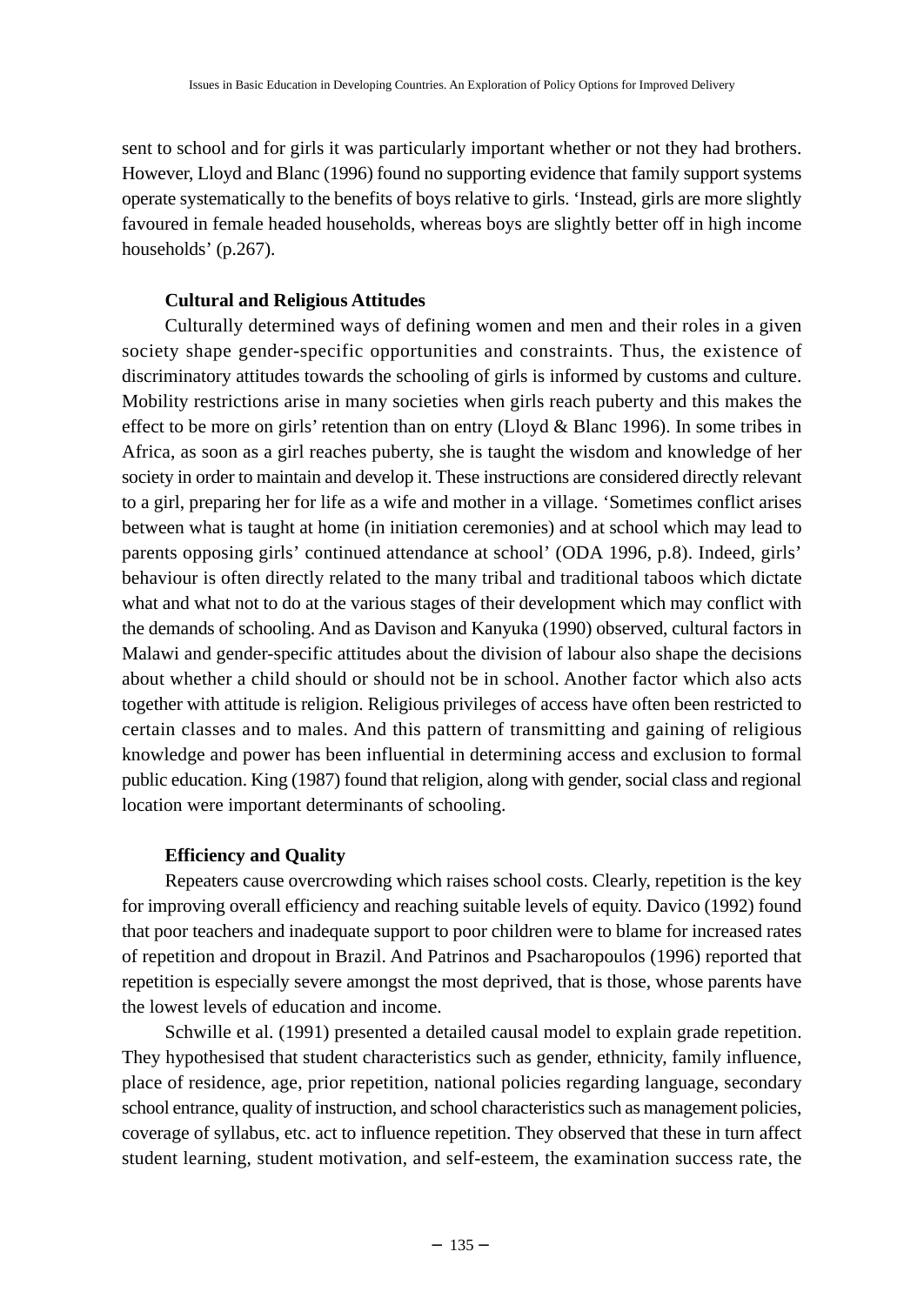sent to school and for girls it was particularly important whether or not they had brothers. However, Lloyd and Blanc (1996) found no supporting evidence that family support systems operate systematically to the benefits of boys relative to girls. 'Instead, girls are more slightly favoured in female headed households, whereas boys are slightly better off in high income households' (p.267).

### Cultural and Religious Attitudes

Culturally determined ways of defining women and men and their roles in a given society shape gender-specific opportunities and constraints. Thus, the existence of discriminatory attitudes towards the schooling of girls is informed by customs and culture. Mobility restrictions arise in many societies when girls reach puberty and this makes the effect to be more on girls' retention than on entry (Lloyd & Blanc 1996). In some tribes in Africa, as soon as a girl reaches puberty, she is taught the wisdom and knowledge of her society in order to maintain and develop it. These instructions are considered directly relevant to a girl, preparing her for life as a wife and mother in a village. 'Sometimes conflict arises between what is taught at home (in initiation ceremonies) and at school which may lead to parents opposing girls' continued attendance at school' (ODA 1996, p.8). Indeed, girls' behaviour is often directly related to the many tribal and traditional taboos which dictate what and what not to do at the various stages of their development which may conflict with the demands of schooling. And as Davison and Kanyuka (1990) observed, cultural factors in Malawi and gender-specific attitudes about the division of labour also shape the decisions about whether a child should or should not be in school. Another factor which also acts together with attitude is religion. Religious privileges of access have often been restricted to certain classes and to males. And this pattern of transmitting and gaining of religious knowledge and power has been influential in determining access and exclusion to formal public education. King (1987) found that religion, along with gender, social class and regional location were important determinants of schooling.

### Efficiency and Quality

Repeaters cause overcrowding which raises school costs. Clearly, repetition is the key for improving overall efficiency and reaching suitable levels of equity. Davico (1992) found that poor teachers and inadequate support to poor children were to blame for increased rates of repetition and dropout in Brazil. And Patrinos and Psacharopoulos (1996) reported that repetition is especially severe amongst the most deprived, that is those, whose parents have the lowest levels of education and income.

Schwille et al. (1991) presented a detailed causal model to explain grade repetition. They hypothesised that student characteristics such as gender, ethnicity, family influence, place of residence, age, prior repetition, national policies regarding language, secondary school entrance, quality of instruction, and school characteristics such as management policies, coverage of syllabus, etc. act to influence repetition. They observed that these in turn affect student learning, student motivation, and self-esteem, the examination success rate, the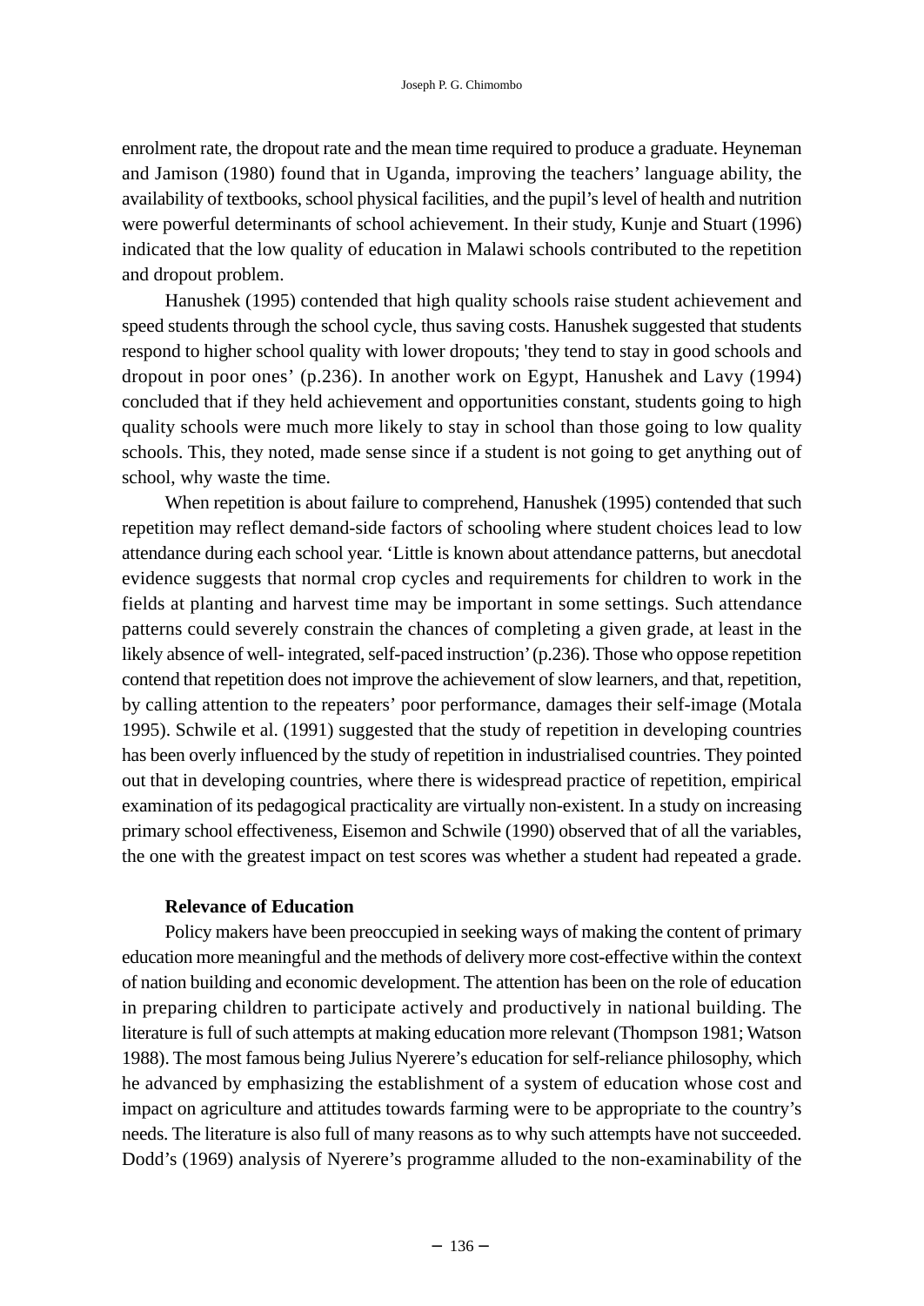enrolment rate, the dropout rate and the mean time required to produce a graduate. Heyneman and Jamison (1980) found that in Uganda, improving the teachers' language ability, the availability of textbooks, school physical facilities, and the pupil's level of health and nutrition were powerful determinants of school achievement. In their study, Kunje and Stuart (1996) indicated that the low quality of education in Malawi schools contributed to the repetition and dropout problem.

Hanushek (1995) contended that high quality schools raise student achievement and speed students through the school cycle, thus saving costs. Hanushek suggested that students respond to higher school quality with lower dropouts; 'they tend to stay in good schools and dropout in poor ones' (p.236). In another work on Egypt, Hanushek and Lavy (1994) concluded that if they held achievement and opportunities constant, students going to high quality schools were much more likely to stay in school than those going to low quality schools. This, they noted, made sense since if a student is not going to get anything out of school, why waste the time.

When repetition is about failure to comprehend, Hanushek (1995) contended that such repetition may reflect demand-side factors of schooling where student choices lead to low attendance during each school year. 'Little is known about attendance patterns, but anecdotal evidence suggests that normal crop cycles and requirements for children to work in the fields at planting and harvest time may be important in some settings. Such attendance patterns could severely constrain the chances of completing a given grade, at least in the likely absence of well- integrated, self-paced instruction' (p.236). Those who oppose repetition contend that repetition does not improve the achievement of slow learners, and that, repetition, by calling attention to the repeaters' poor performance, damages their self-image (Motala 1995). Schwile et al. (1991) suggested that the study of repetition in developing countries has been overly influenced by the study of repetition in industrialised countries. They pointed out that in developing countries, where there is widespread practice of repetition, empirical examination of its pedagogical practicality are virtually non-existent. In a study on increasing primary school effectiveness, Eisemon and Schwile (1990) observed that of all the variables, the one with the greatest impact on test scores was whether a student had repeated a grade.

**Relevance of Education**

Policy makers have been preoccupied in seeking ways of making the content of primary education more meaningful and the methods of delivery more cost-effective within the context of nation building and economic development. The attention has been on the role of education in preparing children to participate actively and productively in national building. The literature is full of such attempts at making education more relevant (Thompson 1981; Watson 1988). The most famous being Julius Nyerere's education for self-reliance philosophy, which he advanced by emphasizing the establishment of a system of education whose cost and impact on agriculture and attitudes towards farming were to be appropriate to the country's needs. The literature is also full of many reasons as to why such attempts have not succeeded. Dodd's (1969) analysis of Nyerere's programme alluded to the non-examinability of the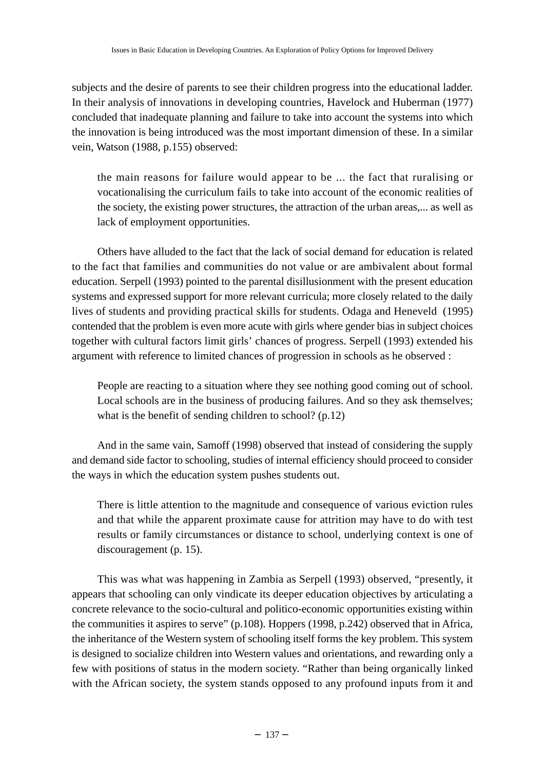subjects and the desire of parents to see their children progress into the educational ladder. In their analysis of innovations in developing countries, Havelock and Huberman (1977) concluded that inadequate planning and failure to take into account the systems into which the innovation is being introduced was the most important dimension of these. In a similar vein, Watson (1988, p.155) observed:

> the main reasons for failure would appear to be ... the fact that ruralising or vocationalising the curriculum fails to take into account of the economic realities of the society, the existing power structures, the attraction of the urban areas,... as well as lack of employment opportunities.

Others have alluded to the fact that the lack of social demand for education is related to the fact that families and communities do not value or are ambivalent about formal education. Serpell (1993) pointed to the parental disillusionment with the present education systems and expressed support for more relevant curricula; more closely related to the daily lives of students and providing practical skills for students. Odaga and Heneveld (1995) contended that the problem is even more acute with girls where gender bias in subject choices together with cultural factors limit girls' chances of progress. Serpell (1993) extended his argument with reference to limited chances of progression in schools as he observed :

> People are reacting to a situation where they see nothing good coming out of school. Local schools are in the business of producing failures. And so they ask themselves; what is the benefit of sending children to school? (p.12)

And in the same vain, Samoff (1998) observed that instead of considering the supply and demand side factor to schooling, studies of internal efficiency should proceed to consider the ways in which the education system pushes students out.

> There is little attention to the magnitude and consequence of various eviction rules and that while the apparent proximate cause for attrition may have to do with test results or family circumstances or distance to school, underlying context is one of discouragement (p. 15).

This was what was happening in Zambia as Serpell (1993) observed, "presently, it appears that schooling can only vindicate its deeper education objectives by articulating a concrete relevance to the socio-cultural and politico-economic opportunities existing within the communities it aspires to serve" (p.108). Hoppers (1998, p.242) observed that in Africa, the inheritance of the Western system of schooling itself forms the key problem. This system is designed to socialize children into Western values and orientations, and rewarding only a few with positions of status in the modern society. "Rather than being organically linked with the African society, the system stands opposed to any profound inputs from it and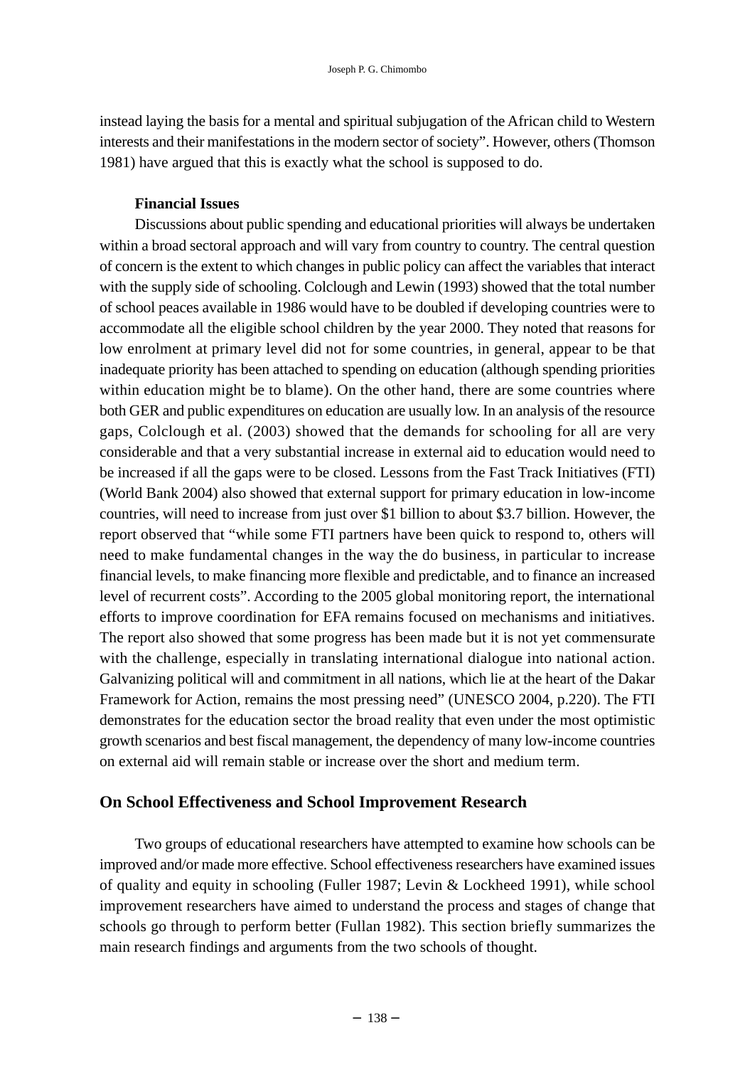instead laying the basis for a mental and spiritual subjugation of the African child to Western interests and their manifestations in the modern sector of society". However, others (Thomson 1981) have argued that this is exactly what the school is supposed to do.

**Financial Issues**

Discussions about public spending and educational priorities will always be undertaken within a broad sectoral approach and will vary from country to country. The central question of concern is the extent to which changes in public policy can affect the variables that interact with the supply side of schooling. Colclough and Lewin (1993) showed that the total number of school peaces available in 1986 would have to be doubled if developing countries were to accommodate all the eligible school children by the year 2000. They noted that reasons for low enrolment at primary level did not for some countries, in general, appear to be that inadequate priority has been attached to spending on education (although spending priorities within education might be to blame). On the other hand, there are some countries where both GER and public expenditures on education are usually low. In an analysis of the resource gaps, Colclough et al. (2003) showed that the demands for schooling for all are very considerable and that a very substantial increase in external aid to education would need to be increased if all the gaps were to be closed. Lessons from the Fast Track Initiatives (FTI) (World Bank 2004) also showed that external support for primary education in low-income countries, will need to increase from just over $1 billion to about $3.7 billion. However, the report observed that "while some FTI partners have been quick to respond to, others will need to make fundamental changes in the way the do business, in particular to increase financial levels, to make financing more flexible and predictable, and to finance an increased level of recurrent costs". According to the 2005 global monitoring report, the international efforts to improve coordination for EFA remains focused on mechanisms and initiatives. The report also showed that some progress has been made but it is not yet commensurate with the challenge, especially in translating international dialogue into national action. Galvanizing political will and commitment in all nations, which lie at the heart of the Dakar Framework for Action, remains the most pressing need" (UNESCO 2004, p.220). The FTI demonstrates for the education sector the broad reality that even under the most optimistic growth scenarios and best fiscal management, the dependency of many low-income countries on external aid will remain stable or increase over the short and medium term.

## On School Effectiveness and School Improvement Research

Two groups of educational researchers have attempted to examine how schools can be improved and/or made more effective. School effectiveness researchers have examined issues of quality and equity in schooling (Fuller 1987; Levin & Lockheed 1991), while school improvement researchers have aimed to understand the process and stages of change that schools go through to perform better (Fullan 1982). This section briefly summarizes the main research findings and arguments from the two schools of thought.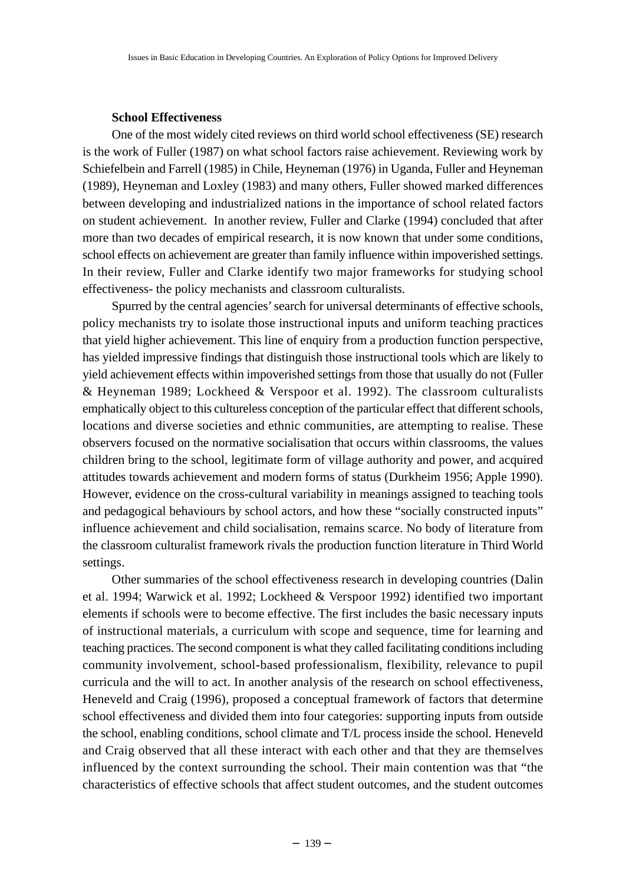### School Effectiveness

One of the most widely cited reviews on third world school effectiveness (SE) research is the work of Fuller (1987) on what school factors raise achievement. Reviewing work by Schiefelbein and Farrell (1985) in Chile, Heyneman (1976) in Uganda, Fuller and Heyneman (1989), Heyneman and Loxley (1983) and many others, Fuller showed marked differences between developing and industrialized nations in the importance of school related factors on student achievement. In another review, Fuller and Clarke (1994) concluded that after more than two decades of empirical research, it is now known that under some conditions, school effects on achievement are greater than family influence within impoverished settings. In their review, Fuller and Clarke identify two major frameworks for studying school effectiveness- the policy mechanists and classroom culturalists.

Spurred by the central agencies' search for universal determinants of effective schools, policy mechanists try to isolate those instructional inputs and uniform teaching practices that yield higher achievement. This line of enquiry from a production function perspective, has yielded impressive findings that distinguish those instructional tools which are likely to yield achievement effects within impoverished settings from those that usually do not (Fuller & Heyneman 1989; Lockheed & Verspoor et al. 1992). The classroom culturalists emphatically object to this cultureless conception of the particular effect that different schools, locations and diverse societies and ethnic communities, are attempting to realise. These observers focused on the normative socialisation that occurs within classrooms, the values children bring to the school, legitimate form of village authority and power, and acquired attitudes towards achievement and modern forms of status (Durkheim 1956; Apple 1990). However, evidence on the cross-cultural variability in meanings assigned to teaching tools and pedagogical behaviours by school actors, and how these "socially constructed inputs" influence achievement and child socialisation, remains scarce. No body of literature from the classroom culturalist framework rivals the production function literature in Third World settings.

Other summaries of the school effectiveness research in developing countries (Dalin et al. 1994; Warwick et al. 1992; Lockheed & Verspoor 1992) identified two important elements if schools were to become effective. The first includes the basic necessary inputs of instructional materials, a curriculum with scope and sequence, time for learning and teaching practices. The second component is what they called facilitating conditions including community involvement, school-based professionalism, flexibility, relevance to pupil curricula and the will to act. In another analysis of the research on school effectiveness, Heneveld and Craig (1996), proposed a conceptual framework of factors that determine school effectiveness and divided them into four categories: supporting inputs from outside the school, enabling conditions, school climate and T/L process inside the school. Heneveld and Craig observed that all these interact with each other and that they are themselves influenced by the context surrounding the school. Their main contention was that "the characteristics of effective schools that affect student outcomes, and the student outcomes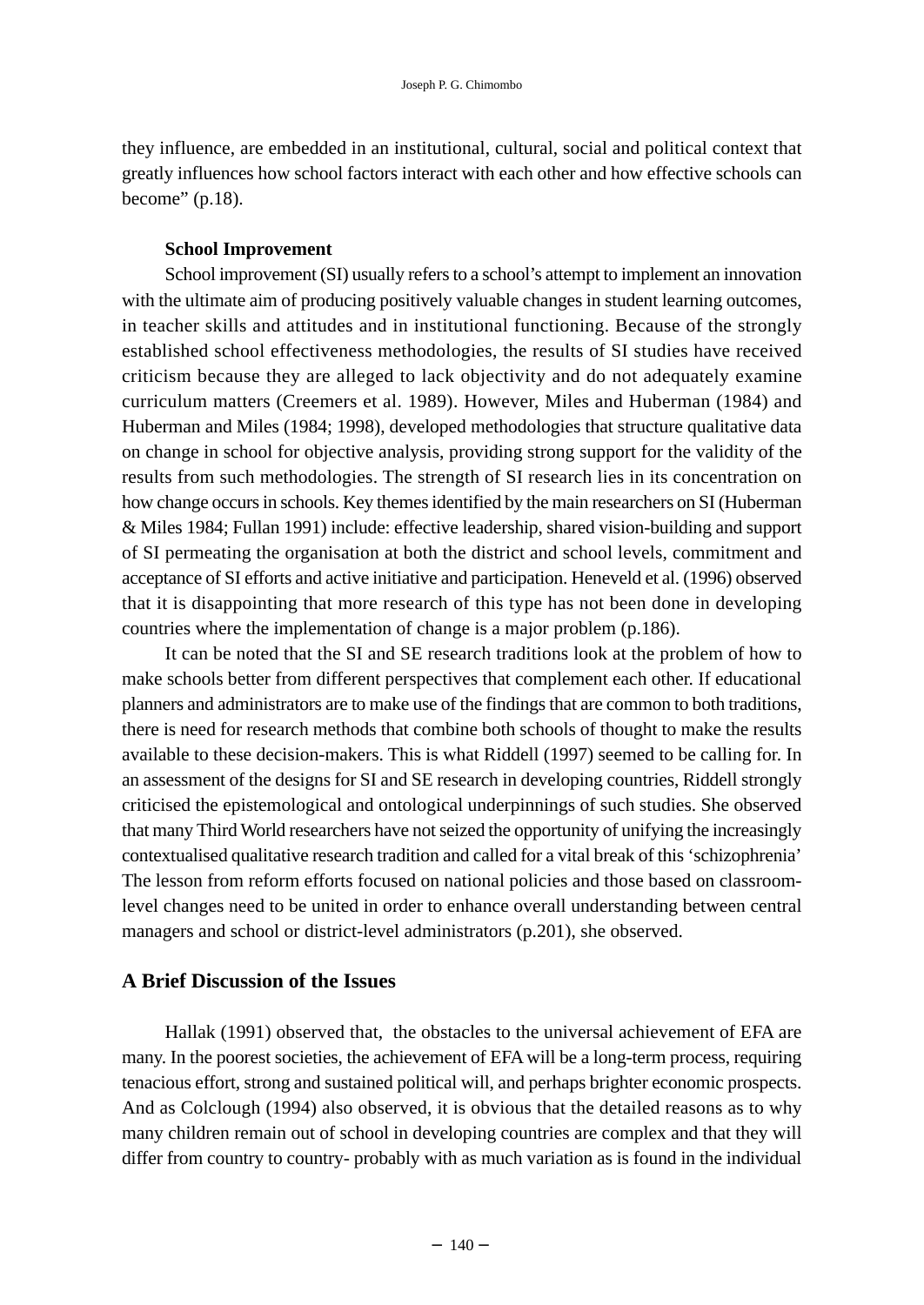they influence, are embedded in an institutional, cultural, social and political context that greatly influences how school factors interact with each other and how effective schools can become" (p.18).

### School Improvement

School improvement (SI) usually refers to a school's attempt to implement an innovation with the ultimate aim of producing positively valuable changes in student learning outcomes, in teacher skills and attitudes and in institutional functioning. Because of the strongly established school effectiveness methodologies, the results of SI studies have received criticism because they are alleged to lack objectivity and do not adequately examine curriculum matters (Creemers et al. 1989). However, Miles and Huberman (1984) and Huberman and Miles (1984; 1998), developed methodologies that structure qualitative data on change in school for objective analysis, providing strong support for the validity of the results from such methodologies. The strength of SI research lies in its concentration on how change occurs in schools. Key themes identified by the main researchers on SI (Huberman & Miles 1984; Fullan 1991) include: effective leadership, shared vision-building and support of SI permeating the organisation at both the district and school levels, commitment and acceptance of SI efforts and active initiative and participation. Heneveld et al. (1996) observed that it is disappointing that more research of this type has not been done in developing countries where the implementation of change is a major problem (p.186).

It can be noted that the SI and SE research traditions look at the problem of how to make schools better from different perspectives that complement each other. If educational planners and administrators are to make use of the findings that are common to both traditions, there is need for research methods that combine both schools of thought to make the results available to these decision-makers. This is what Riddell (1997) seemed to be calling for. In an assessment of the designs for SI and SE research in developing countries, Riddell strongly criticised the epistemological and ontological underpinnings of such studies. She observed that many Third World researchers have not seized the opportunity of unifying the increasingly contextualised qualitative research tradition and called for a vital break of this 'schizophrenia' The lesson from reform efforts focused on national policies and those based on classroom-level changes need to be united in order to enhance overall understanding between central managers and school or district-level administrators (p.201), she observed.

## A Brief Discussion of the Issues

Hallak (1991) observed that, the obstacles to the universal achievement of EFA are many. In the poorest societies, the achievement of EFA will be a long-term process, requiring tenacious effort, strong and sustained political will, and perhaps brighter economic prospects. And as Colclough (1994) also observed, it is obvious that the detailed reasons as to why many children remain out of school in developing countries are complex and that they will differ from country to country- probably with as much variation as is found in the individual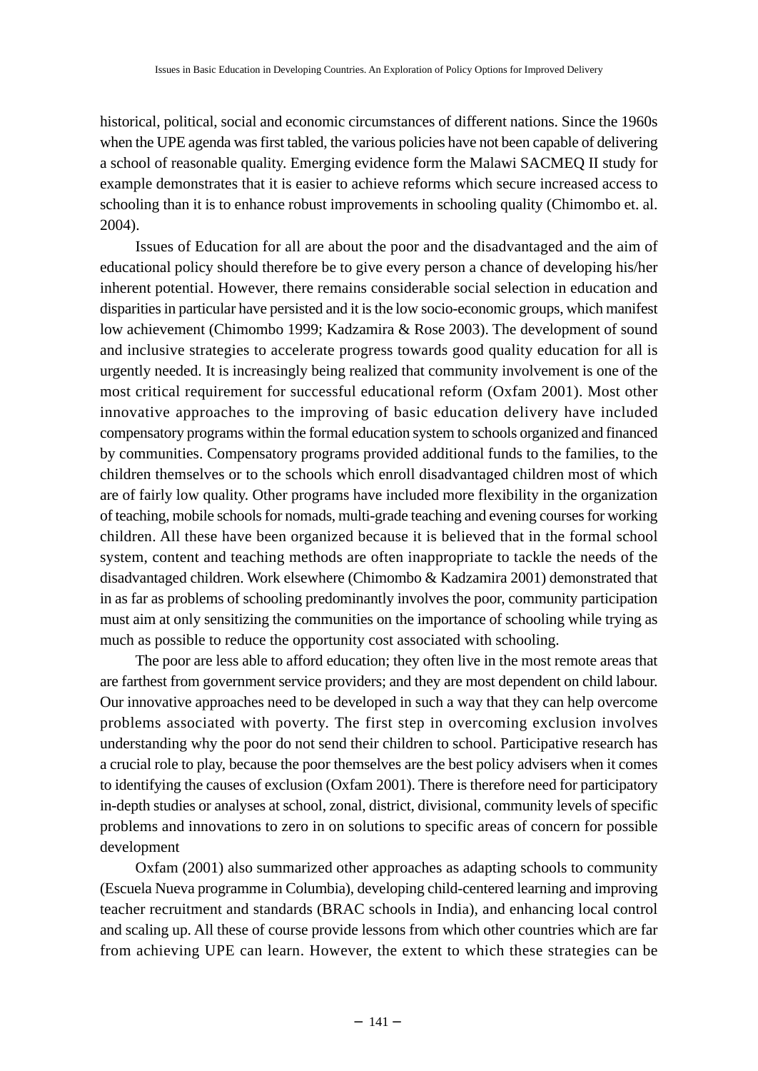historical, political, social and economic circumstances of different nations. Since the 1960s when the UPE agenda was first tabled, the various policies have not been capable of delivering a school of reasonable quality. Emerging evidence form the Malawi SACMEQ II study for example demonstrates that it is easier to achieve reforms which secure increased access to schooling than it is to enhance robust improvements in schooling quality (Chimombo et. al. 2004).

Issues of Education for all are about the poor and the disadvantaged and the aim of educational policy should therefore be to give every person a chance of developing his/her inherent potential. However, there remains considerable social selection in education and disparities in particular have persisted and it is the low socio-economic groups, which manifest low achievement (Chimombo 1999; Kadzamira & Rose 2003). The development of sound and inclusive strategies to accelerate progress towards good quality education for all is urgently needed. It is increasingly being realized that community involvement is one of the most critical requirement for successful educational reform (Oxfam 2001). Most other innovative approaches to the improving of basic education delivery have included compensatory programs within the formal education system to schools organized and financed by communities. Compensatory programs provided additional funds to the families, to the children themselves or to the schools which enroll disadvantaged children most of which are of fairly low quality. Other programs have included more flexibility in the organization of teaching, mobile schools for nomads, multi-grade teaching and evening courses for working children. All these have been organized because it is believed that in the formal school system, content and teaching methods are often inappropriate to tackle the needs of the disadvantaged children. Work elsewhere (Chimombo & Kadzamira 2001) demonstrated that in as far as problems of schooling predominantly involves the poor, community participation must aim at only sensitizing the communities on the importance of schooling while trying as much as possible to reduce the opportunity cost associated with schooling.

The poor are less able to afford education; they often live in the most remote areas that are farthest from government service providers; and they are most dependent on child labour. Our innovative approaches need to be developed in such a way that they can help overcome problems associated with poverty. The first step in overcoming exclusion involves understanding why the poor do not send their children to school. Participative research has a crucial role to play, because the poor themselves are the best policy advisers when it comes to identifying the causes of exclusion (Oxfam 2001). There is therefore need for participatory in-depth studies or analyses at school, zonal, district, divisional, community levels of specific problems and innovations to zero in on solutions to specific areas of concern for possible development

Oxfam (2001) also summarized other approaches as adapting schools to community (Escuela Nueva programme in Columbia), developing child-centered learning and improving teacher recruitment and standards (BRAC schools in India), and enhancing local control and scaling up. All these of course provide lessons from which other countries which are far from achieving UPE can learn. However, the extent to which these strategies can be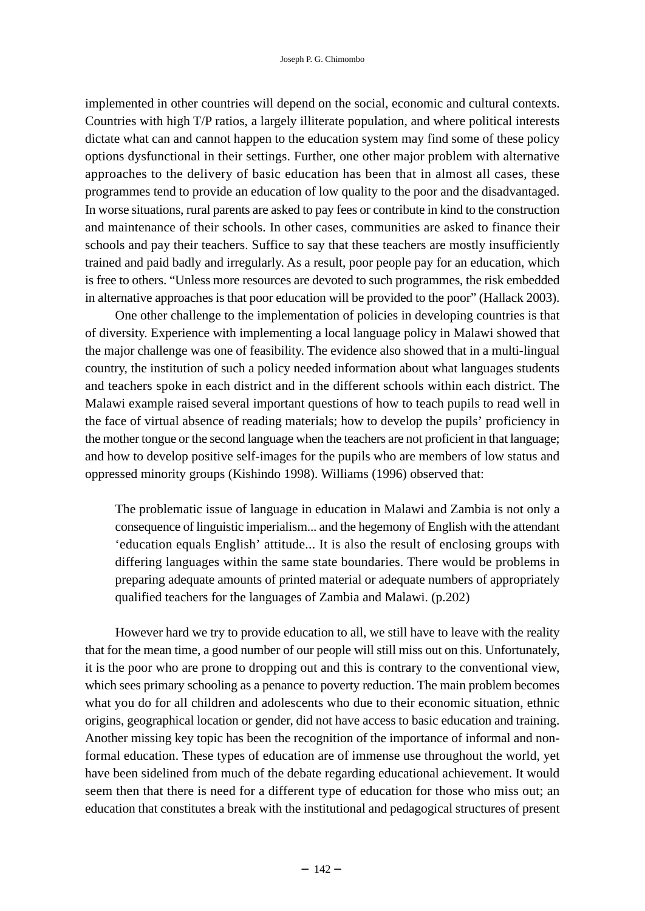implemented in other countries will depend on the social, economic and cultural contexts. Countries with high T/P ratios, a largely illiterate population, and where political interests dictate what can and cannot happen to the education system may find some of these policy options dysfunctional in their settings. Further, one other major problem with alternative approaches to the delivery of basic education has been that in almost all cases, these programmes tend to provide an education of low quality to the poor and the disadvantaged. In worse situations, rural parents are asked to pay fees or contribute in kind to the construction and maintenance of their schools. In other cases, communities are asked to finance their schools and pay their teachers. Suffice to say that these teachers are mostly insufficiently trained and paid badly and irregularly. As a result, poor people pay for an education, which is free to others. "Unless more resources are devoted to such programmes, the risk embedded in alternative approaches is that poor education will be provided to the poor" (Hallack 2003).

One other challenge to the implementation of policies in developing countries is that of diversity. Experience with implementing a local language policy in Malawi showed that the major challenge was one of feasibility. The evidence also showed that in a multi-lingual country, the institution of such a policy needed information about what languages students and teachers spoke in each district and in the different schools within each district. The Malawi example raised several important questions of how to teach pupils to read well in the face of virtual absence of reading materials; how to develop the pupils' proficiency in the mother tongue or the second language when the teachers are not proficient in that language; and how to develop positive self-images for the pupils who are members of low status and oppressed minority groups (Kishindo 1998). Williams (1996) observed that:

> The problematic issue of language in education in Malawi and Zambia is not only a consequence of linguistic imperialism... and the hegemony of English with the attendant 'education equals English' attitude... It is also the result of enclosing groups with differing languages within the same state boundaries. There would be problems in preparing adequate amounts of printed material or adequate numbers of appropriately qualified teachers for the languages of Zambia and Malawi. (p.202)

However hard we try to provide education to all, we still have to leave with the reality that for the mean time, a good number of our people will still miss out on this. Unfortunately, it is the poor who are prone to dropping out and this is contrary to the conventional view, which sees primary schooling as a penance to poverty reduction. The main problem becomes what you do for all children and adolescents who due to their economic situation, ethnic origins, geographical location or gender, did not have access to basic education and training. Another missing key topic has been the recognition of the importance of informal and non-formal education. These types of education are of immense use throughout the world, yet have been sidelined from much of the debate regarding educational achievement. It would seem then that there is need for a different type of education for those who miss out; an education that constitutes a break with the institutional and pedagogical structures of present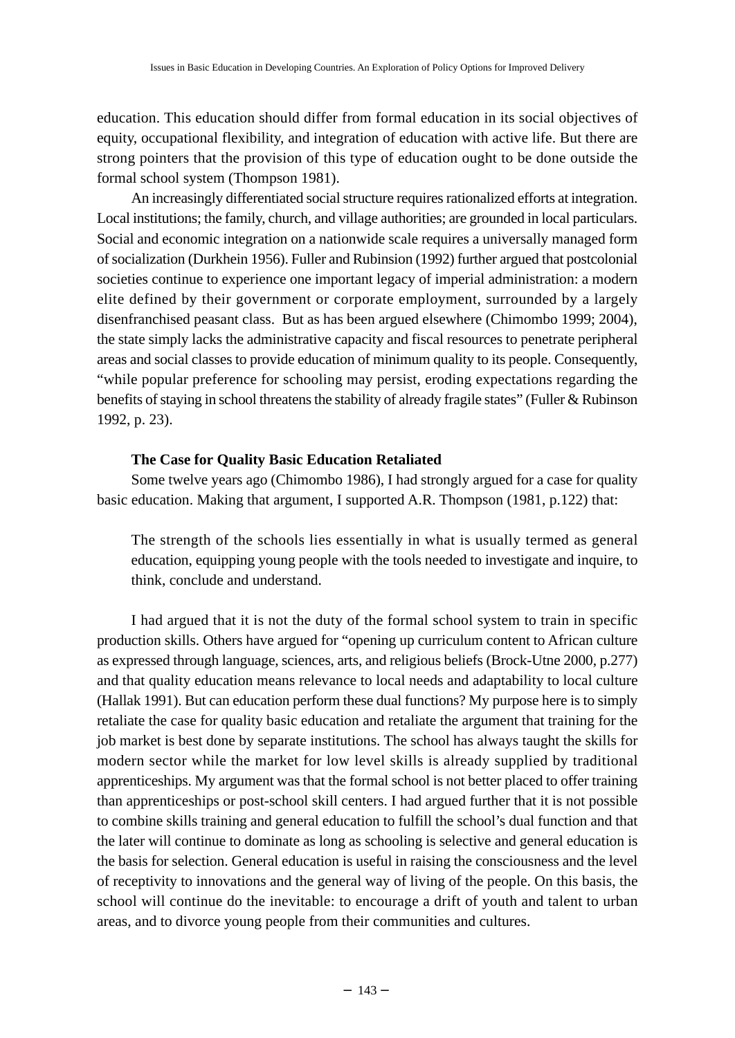education. This education should differ from formal education in its social objectives of equity, occupational flexibility, and integration of education with active life. But there are strong pointers that the provision of this type of education ought to be done outside the formal school system (Thompson 1981).

An increasingly differentiated social structure requires rationalized efforts at integration. Local institutions; the family, church, and village authorities; are grounded in local particulars. Social and economic integration on a nationwide scale requires a universally managed form of socialization (Durkhein 1956). Fuller and Rubinsion (1992) further argued that postcolonial societies continue to experience one important legacy of imperial administration: a modern elite defined by their government or corporate employment, surrounded by a largely disenfranchised peasant class. But as has been argued elsewhere (Chimombo 1999; 2004), the state simply lacks the administrative capacity and fiscal resources to penetrate peripheral areas and social classes to provide education of minimum quality to its people. Consequently, "while popular preference for schooling may persist, eroding expectations regarding the benefits of staying in school threatens the stability of already fragile states" (Fuller & Rubinson 1992, p. 23).

**The Case for Quality Basic Education Retaliated**

Some twelve years ago (Chimombo 1986), I had strongly argued for a case for quality basic education. Making that argument, I supported A.R. Thompson (1981, p.122) that:

> The strength of the schools lies essentially in what is usually termed as general education, equipping young people with the tools needed to investigate and inquire, to think, conclude and understand.

I had argued that it is not the duty of the formal school system to train in specific production skills. Others have argued for "opening up curriculum content to African culture as expressed through language, sciences, arts, and religious beliefs (Brock-Utne 2000, p.277) and that quality education means relevance to local needs and adaptability to local culture (Hallak 1991). But can education perform these dual functions? My purpose here is to simply retaliate the case for quality basic education and retaliate the argument that training for the job market is best done by separate institutions. The school has always taught the skills for modern sector while the market for low level skills is already supplied by traditional apprenticeships. My argument was that the formal school is not better placed to offer training than apprenticeships or post-school skill centers. I had argued further that it is not possible to combine skills training and general education to fulfill the school's dual function and that the later will continue to dominate as long as schooling is selective and general education is the basis for selection. General education is useful in raising the consciousness and the level of receptivity to innovations and the general way of living of the people. On this basis, the school will continue do the inevitable: to encourage a drift of youth and talent to urban areas, and to divorce young people from their communities and cultures.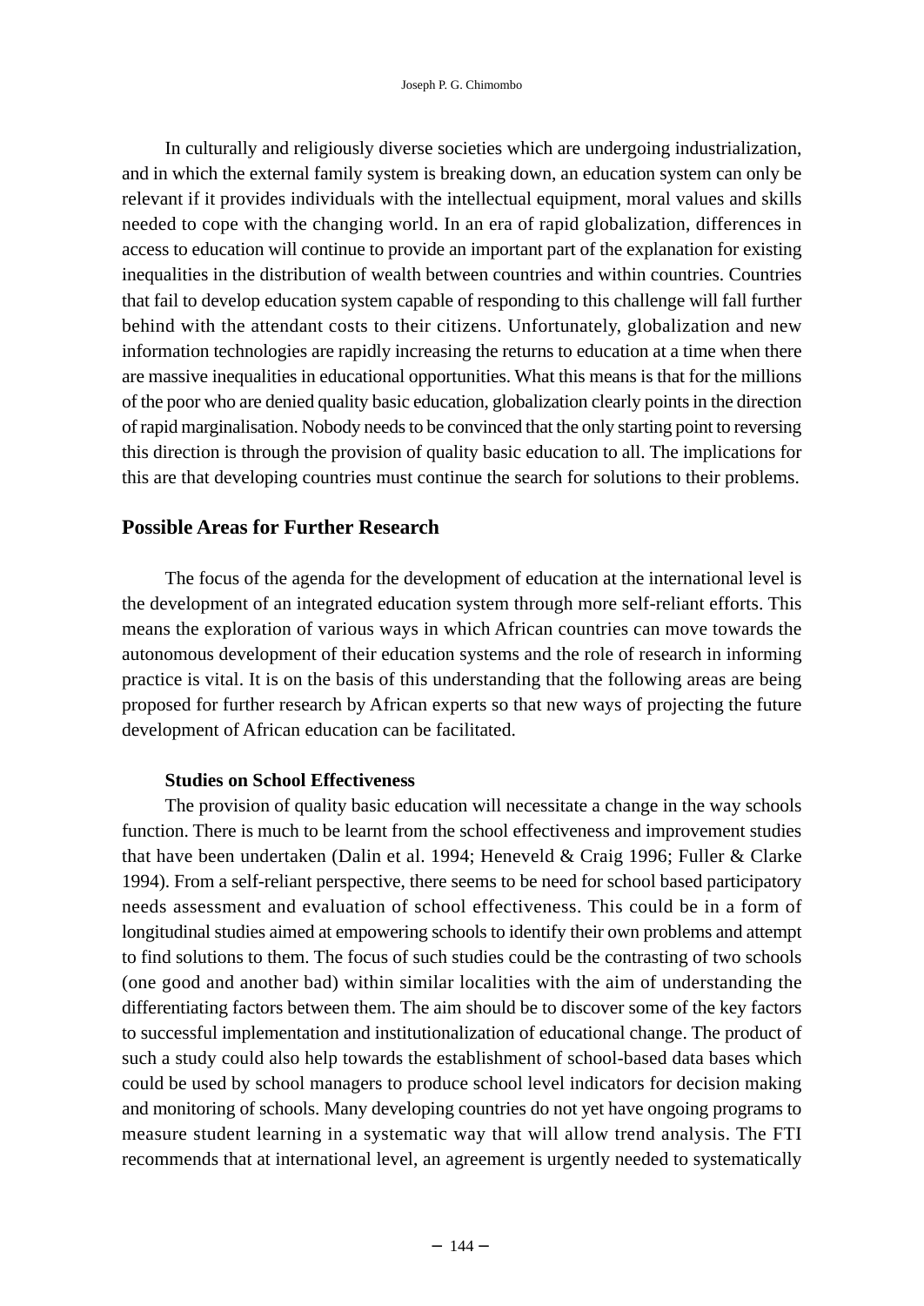In culturally and religiously diverse societies which are undergoing industrialization, and in which the external family system is breaking down, an education system can only be relevant if it provides individuals with the intellectual equipment, moral values and skills needed to cope with the changing world. In an era of rapid globalization, differences in access to education will continue to provide an important part of the explanation for existing inequalities in the distribution of wealth between countries and within countries. Countries that fail to develop education system capable of responding to this challenge will fall further behind with the attendant costs to their citizens. Unfortunately, globalization and new information technologies are rapidly increasing the returns to education at a time when there are massive inequalities in educational opportunities. What this means is that for the millions of the poor who are denied quality basic education, globalization clearly points in the direction of rapid marginalisation. Nobody needs to be convinced that the only starting point to reversing this direction is through the provision of quality basic education to all. The implications for this are that developing countries must continue the search for solutions to their problems.

## Possible Areas for Further Research

The focus of the agenda for the development of education at the international level is the development of an integrated education system through more self-reliant efforts. This means the exploration of various ways in which African countries can move towards the autonomous development of their education systems and the role of research in informing practice is vital. It is on the basis of this understanding that the following areas are being proposed for further research by African experts so that new ways of projecting the future development of African education can be facilitated.

### Studies on School Effectiveness

The provision of quality basic education will necessitate a change in the way schools function. There is much to be learnt from the school effectiveness and improvement studies that have been undertaken (Dalin et al. 1994; Heneveld & Craig 1996; Fuller & Clarke 1994). From a self-reliant perspective, there seems to be need for school based participatory needs assessment and evaluation of school effectiveness. This could be in a form of longitudinal studies aimed at empowering schools to identify their own problems and attempt to find solutions to them. The focus of such studies could be the contrasting of two schools (one good and another bad) within similar localities with the aim of understanding the differentiating factors between them. The aim should be to discover some of the key factors to successful implementation and institutionalization of educational change. The product of such a study could also help towards the establishment of school-based data bases which could be used by school managers to produce school level indicators for decision making and monitoring of schools. Many developing countries do not yet have ongoing programs to measure student learning in a systematic way that will allow trend analysis. The FTI recommends that at international level, an agreement is urgently needed to systematically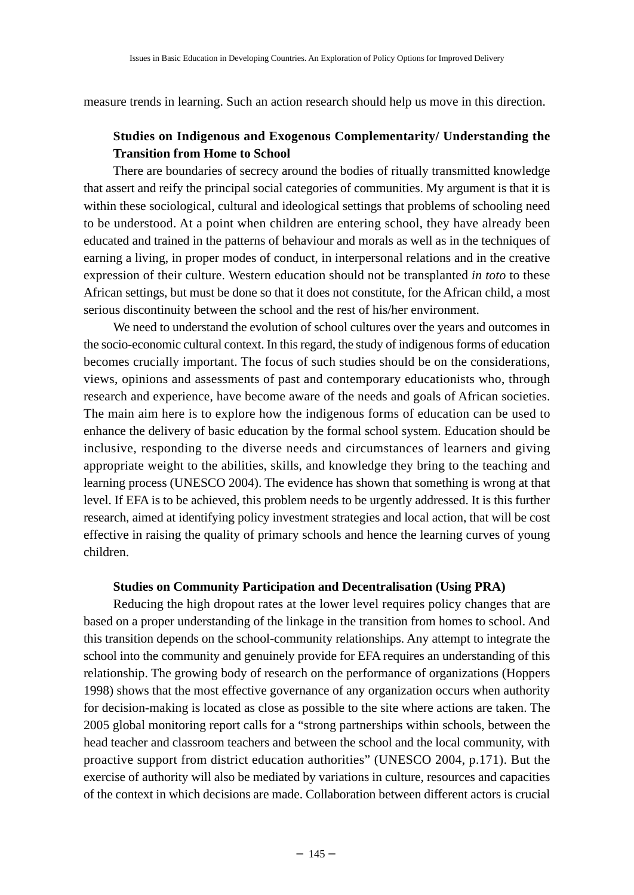measure trends in learning. Such an action research should help us move in this direction.

### Studies on Indigenous and Exogenous Complementarity/ Understanding the Transition from Home to School

There are boundaries of secrecy around the bodies of ritually transmitted knowledge that assert and reify the principal social categories of communities. My argument is that it is within these sociological, cultural and ideological settings that problems of schooling need to be understood. At a point when children are entering school, they have already been educated and trained in the patterns of behaviour and morals as well as in the techniques of earning a living, in proper modes of conduct, in interpersonal relations and in the creative expression of their culture. Western education should not be transplanted *in toto* to these African settings, but must be done so that it does not constitute, for the African child, a most serious discontinuity between the school and the rest of his/her environment.

We need to understand the evolution of school cultures over the years and outcomes in the socio-economic cultural context. In this regard, the study of indigenous forms of education becomes crucially important. The focus of such studies should be on the considerations, views, opinions and assessments of past and contemporary educationists who, through research and experience, have become aware of the needs and goals of African societies. The main aim here is to explore how the indigenous forms of education can be used to enhance the delivery of basic education by the formal school system. Education should be inclusive, responding to the diverse needs and circumstances of learners and giving appropriate weight to the abilities, skills, and knowledge they bring to the teaching and learning process (UNESCO 2004). The evidence has shown that something is wrong at that level. If EFA is to be achieved, this problem needs to be urgently addressed. It is this further research, aimed at identifying policy investment strategies and local action, that will be cost effective in raising the quality of primary schools and hence the learning curves of young children.

### Studies on Community Participation and Decentralisation (Using PRA)

Reducing the high dropout rates at the lower level requires policy changes that are based on a proper understanding of the linkage in the transition from homes to school. And this transition depends on the school-community relationships. Any attempt to integrate the school into the community and genuinely provide for EFA requires an understanding of this relationship. The growing body of research on the performance of organizations (Hoppers 1998) shows that the most effective governance of any organization occurs when authority for decision-making is located as close as possible to the site where actions are taken. The 2005 global monitoring report calls for a "strong partnerships within schools, between the head teacher and classroom teachers and between the school and the local community, with proactive support from district education authorities" (UNESCO 2004, p.171). But the exercise of authority will also be mediated by variations in culture, resources and capacities of the context in which decisions are made. Collaboration between different actors is crucial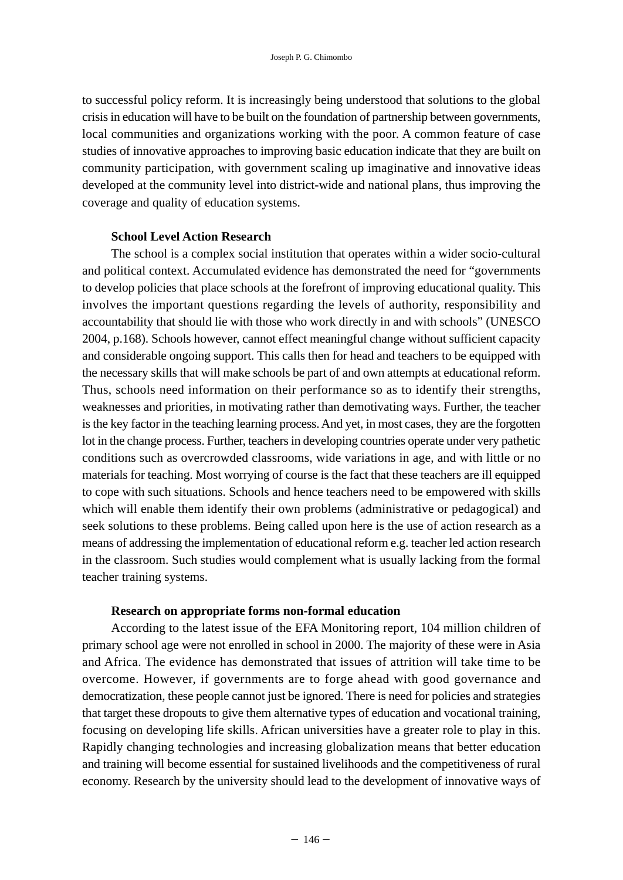to successful policy reform. It is increasingly being understood that solutions to the global crisis in education will have to be built on the foundation of partnership between governments, local communities and organizations working with the poor. A common feature of case studies of innovative approaches to improving basic education indicate that they are built on community participation, with government scaling up imaginative and innovative ideas developed at the community level into district-wide and national plans, thus improving the coverage and quality of education systems.

**School Level Action Research**

The school is a complex social institution that operates within a wider socio-cultural and political context. Accumulated evidence has demonstrated the need for "governments to develop policies that place schools at the forefront of improving educational quality. This involves the important questions regarding the levels of authority, responsibility and accountability that should lie with those who work directly in and with schools" (UNESCO 2004, p.168). Schools however, cannot effect meaningful change without sufficient capacity and considerable ongoing support. This calls then for head and teachers to be equipped with the necessary skills that will make schools be part of and own attempts at educational reform. Thus, schools need information on their performance so as to identify their strengths, weaknesses and priorities, in motivating rather than demotivating ways. Further, the teacher is the key factor in the teaching learning process. And yet, in most cases, they are the forgotten lot in the change process. Further, teachers in developing countries operate under very pathetic conditions such as overcrowded classrooms, wide variations in age, and with little or no materials for teaching. Most worrying of course is the fact that these teachers are ill equipped to cope with such situations. Schools and hence teachers need to be empowered with skills which will enable them identify their own problems (administrative or pedagogical) and seek solutions to these problems. Being called upon here is the use of action research as a means of addressing the implementation of educational reform e.g. teacher led action research in the classroom. Such studies would complement what is usually lacking from the formal teacher training systems.

**Research on appropriate forms non-formal education**

According to the latest issue of the EFA Monitoring report, 104 million children of primary school age were not enrolled in school in 2000. The majority of these were in Asia and Africa. The evidence has demonstrated that issues of attrition will take time to be overcome. However, if governments are to forge ahead with good governance and democratization, these people cannot just be ignored. There is need for policies and strategies that target these dropouts to give them alternative types of education and vocational training, focusing on developing life skills. African universities have a greater role to play in this. Rapidly changing technologies and increasing globalization means that better education and training will become essential for sustained livelihoods and the competitiveness of rural economy. Research by the university should lead to the development of innovative ways of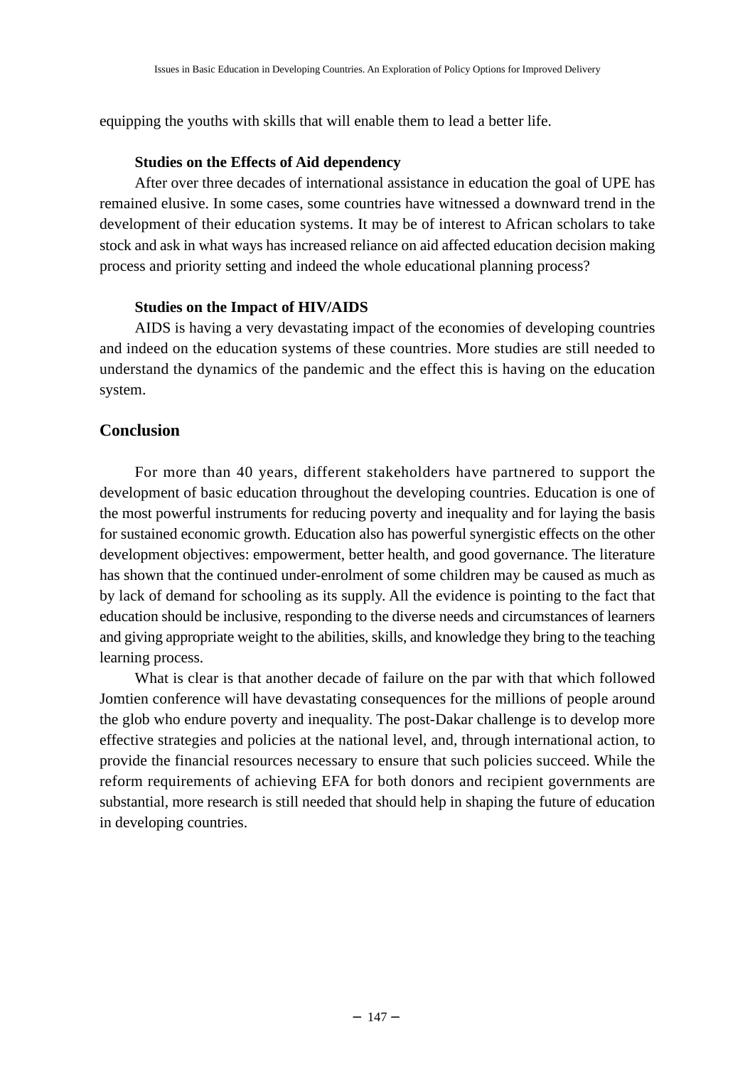equipping the youths with skills that will enable them to lead a better life.

**Studies on the Effects of Aid dependency**

After over three decades of international assistance in education the goal of UPE has remained elusive. In some cases, some countries have witnessed a downward trend in the development of their education systems. It may be of interest to African scholars to take stock and ask in what ways has increased reliance on aid affected education decision making process and priority setting and indeed the whole educational planning process?

**Studies on the Impact of HIV/AIDS**

AIDS is having a very devastating impact of the economies of developing countries and indeed on the education systems of these countries. More studies are still needed to understand the dynamics of the pandemic and the effect this is having on the education system.

## Conclusion

For more than 40 years, different stakeholders have partnered to support the development of basic education throughout the developing countries. Education is one of the most powerful instruments for reducing poverty and inequality and for laying the basis for sustained economic growth. Education also has powerful synergistic effects on the other development objectives: empowerment, better health, and good governance. The literature has shown that the continued under-enrolment of some children may be caused as much as by lack of demand for schooling as its supply. All the evidence is pointing to the fact that education should be inclusive, responding to the diverse needs and circumstances of learners and giving appropriate weight to the abilities, skills, and knowledge they bring to the teaching learning process.

What is clear is that another decade of failure on the par with that which followed Jomtien conference will have devastating consequences for the millions of people around the glob who endure poverty and inequality. The post-Dakar challenge is to develop more effective strategies and policies at the national level, and, through international action, to provide the financial resources necessary to ensure that such policies succeed. While the reform requirements of achieving EFA for both donors and recipient governments are substantial, more research is still needed that should help in shaping the future of education in developing countries.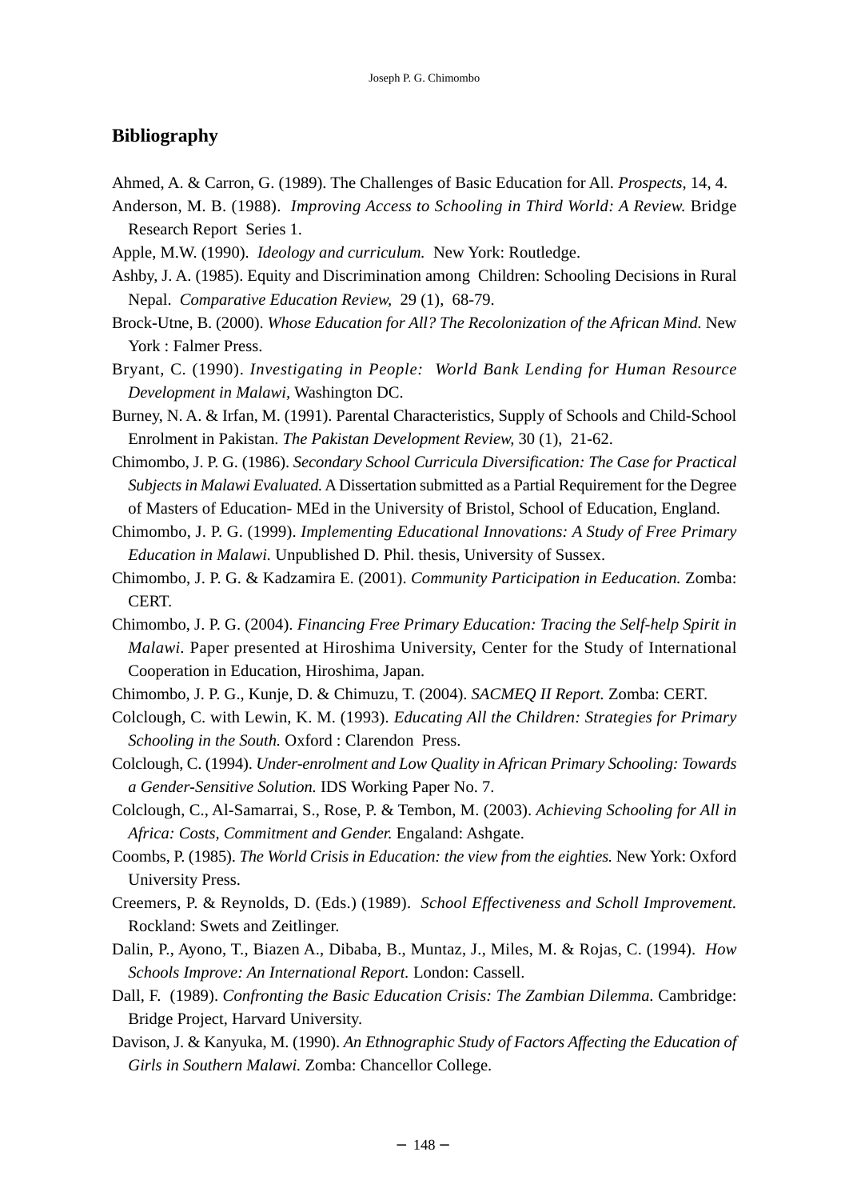## Bibliography

Ahmed, A. & Carron, G. (1989). The Challenges of Basic Education for All. *Prospects*, 14, 4.

Anderson, M. B. (1988). *Improving Access to Schooling in Third World: A Review.* Bridge Research Report Series 1.

Apple, M.W. (1990). *Ideology and curriculum.* New York: Routledge.

Ashby, J. A. (1985). Equity and Discrimination among Children: Schooling Decisions in Rural Nepal. *Comparative Education Review,* 29 (1), 68-79.

Brock-Utne, B. (2000). *Whose Education for All? The Recolonization of the African Mind.* New York : Falmer Press.

Bryant, C. (1990). *Investigating in People: World Bank Lending for Human Resource Development in Malawi*, Washington DC.

Burney, N. A. & Irfan, M. (1991). Parental Characteristics, Supply of Schools and Child-School Enrolment in Pakistan. *The Pakistan Development Review,* 30 (1), 21-62.

Chimombo, J. P. G. (1986). *Secondary School Curricula Diversification: The Case for Practical Subjects in Malawi Evaluated.* A Dissertation submitted as a Partial Requirement for the Degree of Masters of Education- MEd in the University of Bristol, School of Education, England.

Chimombo, J. P. G. (1999). *Implementing Educational Innovations: A Study of Free Primary Education in Malawi.* Unpublished D. Phil. thesis, University of Sussex.

Chimombo, J. P. G. & Kadzamira E. (2001). *Community Participation in Eeducation.* Zomba: CERT.

Chimombo, J. P. G. (2004). *Financing Free Primary Education: Tracing the Self-help Spirit in Malawi.* Paper presented at Hiroshima University, Center for the Study of International Cooperation in Education, Hiroshima, Japan.

Chimombo, J. P. G., Kunje, D. & Chimuzu, T. (2004). *SACMEQ II Report.* Zomba: CERT.

Colclough, C. with Lewin, K. M. (1993). *Educating All the Children: Strategies for Primary Schooling in the South.* Oxford : Clarendon Press.

Colclough, C. (1994). *Under-enrolment and Low Quality in African Primary Schooling: Towards a Gender-Sensitive Solution.* IDS Working Paper No. 7.

Colclough, C., Al-Samarrai, S., Rose, P. & Tembon, M. (2003). *Achieving Schooling for All in Africa: Costs, Commitment and Gender.* Engaland: Ashgate.

Coombs, P. (1985). *The World Crisis in Education: the view from the eighties.* New York: Oxford University Press.

Creemers, P. & Reynolds, D. (Eds.) (1989). *School Effectiveness and Scholl Improvement.* Rockland: Swets and Zeitlinger.

Dalin, P., Ayono, T., Biazen A., Dibaba, B., Muntaz, J., Miles, M. & Rojas, C. (1994). *How Schools Improve: An International Report.* London: Cassell.

Dall, F. (1989). *Confronting the Basic Education Crisis: The Zambian Dilemma.* Cambridge: Bridge Project, Harvard University.

Davison, J. & Kanyuka, M. (1990). *An Ethnographic Study of Factors Affecting the Education of Girls in Southern Malawi.* Zomba: Chancellor College.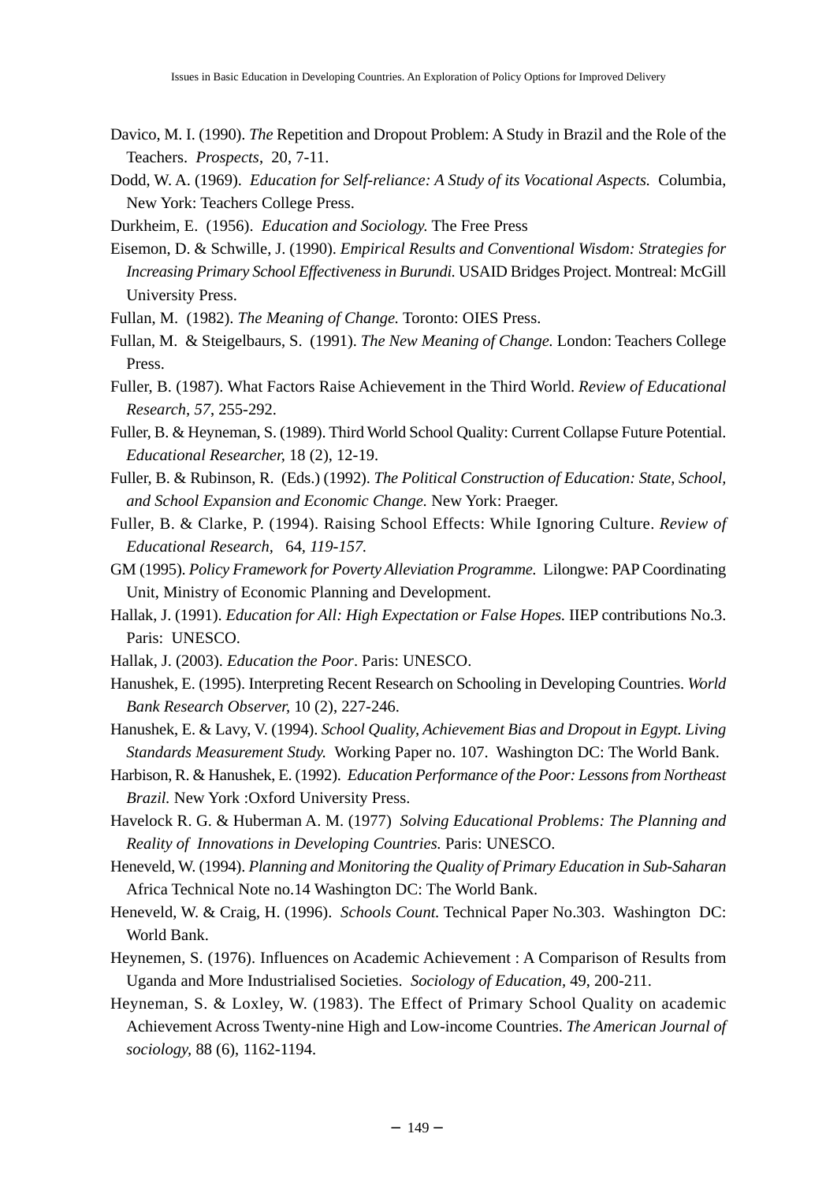Davico, M. I. (1990). *The* Repetition and Dropout Problem: A Study in Brazil and the Role of the Teachers. *Prospects*, 20, 7-11.

Dodd, W. A. (1969). *Education for Self-reliance: A Study of its Vocational Aspects.* Columbia, New York: Teachers College Press.

Durkheim, E. (1956). *Education and Sociology.* The Free Press

Eisemon, D. & Schwille, J. (1990). *Empirical Results and Conventional Wisdom: Strategies for Increasing Primary School Effectiveness in Burundi.* USAID Bridges Project. Montreal: McGill University Press.

Fullan, M. (1982). *The Meaning of Change.* Toronto: OIES Press.

Fullan, M. & Steigelbaurs, S. (1991). *The New Meaning of Change.* London: Teachers College Press.

Fuller, B. (1987). What Factors Raise Achievement in the Third World. *Review of Educational Research, 57*, 255-292.

Fuller, B. & Heyneman, S. (1989). Third World School Quality: Current Collapse Future Potential. *Educational Researcher,* 18 (2), 12-19.

Fuller, B. & Rubinson, R. (Eds.) (1992). *The Political Construction of Education: State, School, and School Expansion and Economic Change.* New York: Praeger.

Fuller, B. & Clarke, P. (1994). Raising School Effects: While Ignoring Culture. *Review of Educational Research,* 64, *119-157.*

GM (1995). *Policy Framework for Poverty Alleviation Programme.* Lilongwe: PAP Coordinating Unit, Ministry of Economic Planning and Development.

Hallak, J. (1991). *Education for All: High Expectation or False Hopes.* IIEP contributions No.3. Paris: UNESCO.

Hallak, J. (2003). *Education the Poor*. Paris: UNESCO.

Hanushek, E. (1995). Interpreting Recent Research on Schooling in Developing Countries. *World Bank Research Observer,* 10 (2), 227-246.

Hanushek, E. & Lavy, V. (1994). *School Quality, Achievement Bias and Dropout in Egypt. Living Standards Measurement Study.* Working Paper no. 107. Washington DC: The World Bank.

Harbison, R. & Hanushek, E. (1992). *Education Performance of the Poor: Lessons from Northeast Brazil.* New York :Oxford University Press.

Havelock R. G. & Huberman A. M. (1977) *Solving Educational Problems: The Planning and Reality of Innovations in Developing Countries.* Paris: UNESCO.

Heneveld, W. (1994). *Planning and Monitoring the Quality of Primary Education in Sub-Saharan* Africa Technical Note no.14 Washington DC: The World Bank.

Heneveld, W. & Craig, H. (1996). *Schools Count.* Technical Paper No.303. Washington DC: World Bank.

Heynemen, S. (1976). Influences on Academic Achievement : A Comparison of Results from Uganda and More Industrialised Societies. *Sociology of Education,* 49, 200-211.

Heyneman, S. & Loxley, W. (1983). The Effect of Primary School Quality on academic Achievement Across Twenty-nine High and Low-income Countries. *The American Journal of sociology,* 88 (6), 1162-1194.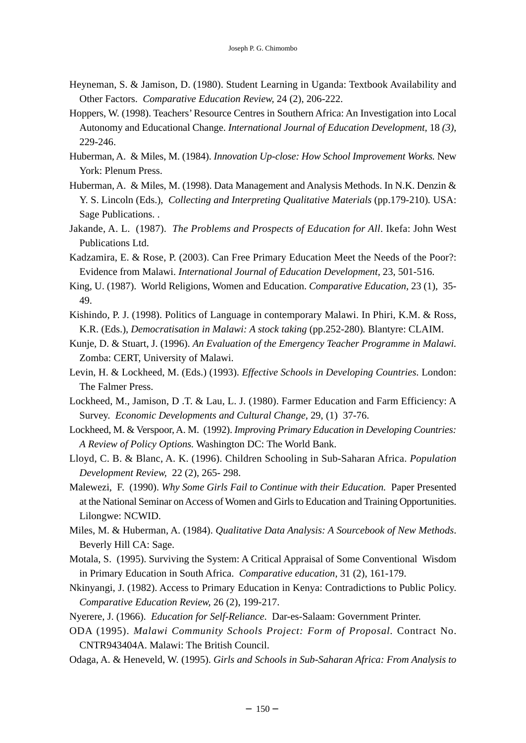Heyneman, S. & Jamison, D. (1980). Student Learning in Uganda: Textbook Availability and Other Factors. *Comparative Education Review,* 24 (2), 206-222.

Hoppers, W. (1998). Teachers' Resource Centres in Southern Africa: An Investigation into Local Autonomy and Educational Change. *International Journal of Education Development,* 18 *(3),* 229-246.

Huberman, A. & Miles, M. (1984). *Innovation Up-close: How School Improvement Works.* New York: Plenum Press.

Huberman, A. & Miles, M. (1998). Data Management and Analysis Methods. In N.K. Denzin & Y. S. Lincoln (Eds.), *Collecting and Interpreting Qualitative Materials* (pp.179-210)*.* USA: Sage Publications. .

Jakande, A. L. (1987). *The Problems and Prospects of Education for All*. Ikefa: John West Publications Ltd.

Kadzamira, E. & Rose, P. (2003). Can Free Primary Education Meet the Needs of the Poor?: Evidence from Malawi. *International Journal of Education Development,* 23, 501-516.

King, U. (1987). World Religions, Women and Education. *Comparative Education,* 23 (1), 35-49.

Kishindo, P. J. (1998). Politics of Language in contemporary Malawi. In Phiri, K.M. & Ross, K.R. (Eds.), *Democratisation in Malawi: A stock taking* (pp.252-280)*.* Blantyre: CLAIM.

Kunje, D. & Stuart, J. (1996). *An Evaluation of the Emergency Teacher Programme in Malawi.* Zomba: CERT, University of Malawi.

Levin, H. & Lockheed, M. (Eds.) (1993). *Effective Schools in Developing Countries.* London: The Falmer Press.

Lockheed, M., Jamison, D .T. & Lau, L. J. (1980). Farmer Education and Farm Efficiency: A Survey. *Economic Developments and Cultural Change,* 29, (1) 37-76.

Lockheed, M. & Verspoor, A. M. (1992). *Improving Primary Education in Developing Countries: A Review of Policy Options.* Washington DC: The World Bank.

Lloyd, C. B. & Blanc, A. K. (1996). Children Schooling in Sub-Saharan Africa. *Population Development Review,* 22 (2), 265- 298.

Malewezi, F. (1990). *Why Some Girls Fail to Continue with their Education.* Paper Presented at the National Seminar on Access of Women and Girls to Education and Training Opportunities. Lilongwe: NCWID.

Miles, M. & Huberman, A. (1984). *Qualitative Data Analysis: A Sourcebook of New Methods*. Beverly Hill CA: Sage.

Motala, S. (1995). Surviving the System: A Critical Appraisal of Some Conventional Wisdom in Primary Education in South Africa. *Comparative education,* 31 (2), 161-179.

Nkinyangi, J. (1982). Access to Primary Education in Kenya: Contradictions to Public Policy. *Comparative Education Review,* 26 (2), 199-217.

Nyerere, J. (1966). *Education for Self-Reliance*. Dar-es-Salaam: Government Printer.

ODA (1995). *Malawi Community Schools Project: Form of Proposal.* Contract No. CNTR943404A. Malawi: The British Council.

Odaga, A. & Heneveld, W. (1995). *Girls and Schools in Sub-Saharan Africa: From Analysis to*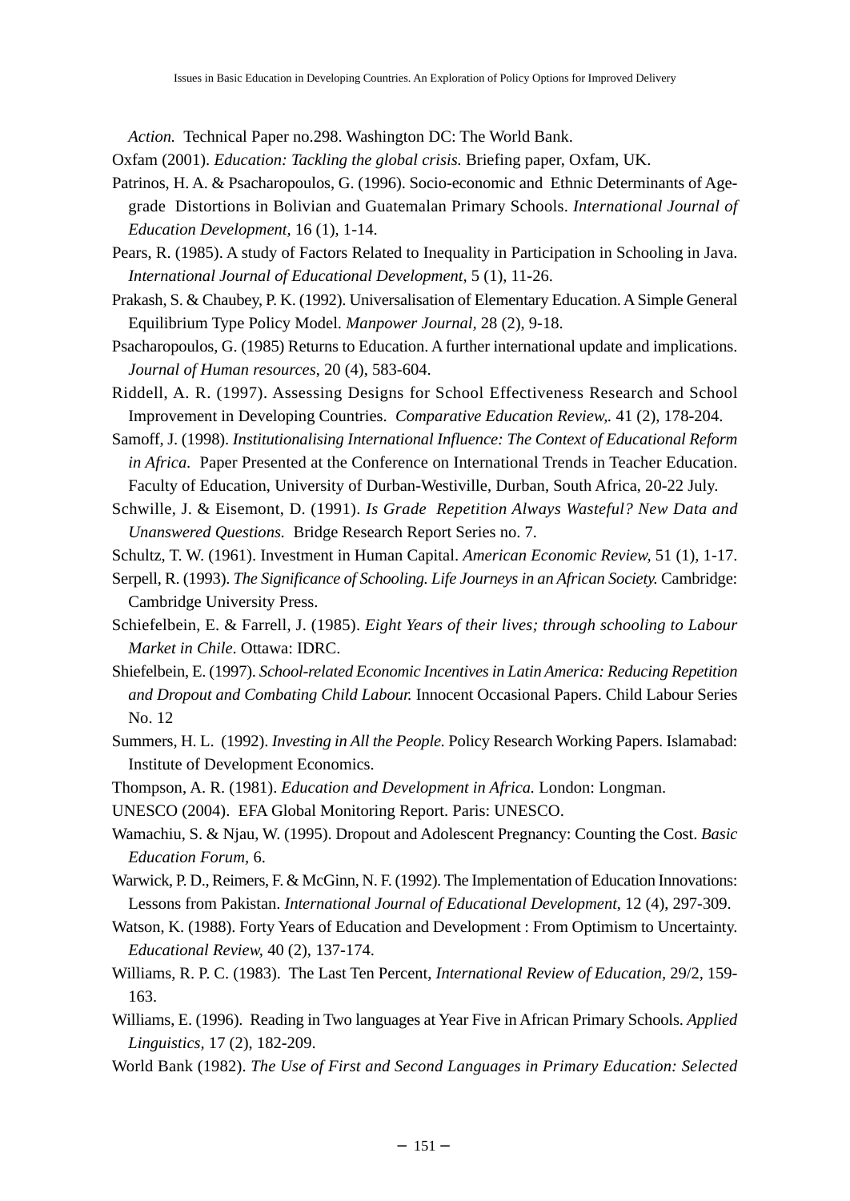*Action.* Technical Paper no.298. Washington DC: The World Bank.

Oxfam (2001). *Education: Tackling the global crisis.* Briefing paper, Oxfam, UK.

Patrinos, H. A. & Psacharopoulos, G. (1996). Socio-economic and Ethnic Determinants of Age-grade Distortions in Bolivian and Guatemalan Primary Schools. *International Journal of Education Development*, 16 (1), 1-14.

Pears, R. (1985). A study of Factors Related to Inequality in Participation in Schooling in Java. *International Journal of Educational Development,* 5 (1), 11-26.

Prakash, S. & Chaubey, P. K. (1992). Universalisation of Elementary Education. A Simple General Equilibrium Type Policy Model. *Manpower Journal,* 28 (2), 9-18.

Psacharopoulos, G. (1985) Returns to Education. A further international update and implications. *Journal of Human resources*, 20 (4), 583-604.

Riddell, A. R. (1997). Assessing Designs for School Effectiveness Research and School Improvement in Developing Countries. *Comparative Education Review,*. 41 (2), 178-204.

Samoff, J. (1998). *Institutionalising International Influence: The Context of Educational Reform in Africa*. Paper Presented at the Conference on International Trends in Teacher Education. Faculty of Education, University of Durban-Westiville, Durban, South Africa, 20-22 July.

Schwille, J. & Eisemont, D. (1991). *Is Grade Repetition Always Wasteful? New Data and Unanswered Questions.* Bridge Research Report Series no. 7.

Schultz, T. W. (1961). Investment in Human Capital. *American Economic Review,* 51 (1), 1-17.

Serpell, R. (1993). *The Significance of Schooling. Life Journeys in an African Society.* Cambridge: Cambridge University Press.

Schiefelbein, E. & Farrell, J. (1985). *Eight Years of their lives; through schooling to Labour Market in Chile*. Ottawa: IDRC.

Shiefelbein, E. (1997). *School-related Economic Incentives in Latin America: Reducing Repetition and Dropout and Combating Child Labour.* Innocent Occasional Papers. Child Labour Series No. 12

Summers, H. L. (1992). *Investing in All the People.* Policy Research Working Papers. Islamabad: Institute of Development Economics.

Thompson, A. R. (1981). *Education and Development in Africa.* London: Longman.

UNESCO (2004). EFA Global Monitoring Report. Paris: UNESCO.

Wamachiu, S. & Njau, W. (1995). Dropout and Adolescent Pregnancy: Counting the Cost. *Basic Education Forum*, 6.

Warwick, P. D., Reimers, F. & McGinn, N. F. (1992). The Implementation of Education Innovations: Lessons from Pakistan. *International Journal of Educational Development*, 12 (4), 297-309.

Watson, K. (1988). Forty Years of Education and Development : From Optimism to Uncertainty. *Educational Review,* 40 (2), 137-174.

Williams, R. P. C. (1983). The Last Ten Percent, *International Review of Education,* 29/2, 159-163.

Williams, E. (1996). Reading in Two languages at Year Five in African Primary Schools. *Applied Linguistics,* 17 (2), 182-209.

World Bank (1982). *The Use of First and Second Languages in Primary Education: Selected*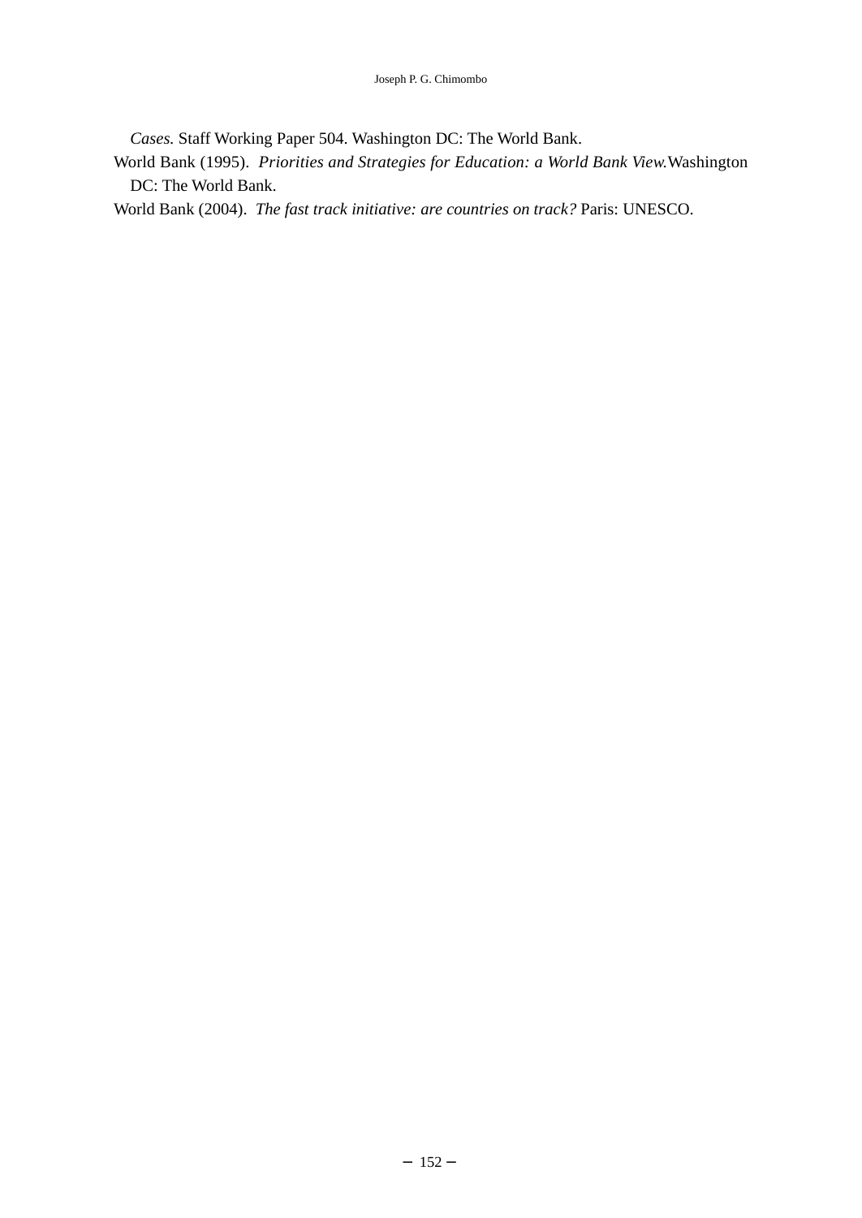*Cases.* Staff Working Paper 504. Washington DC: The World Bank.

World Bank (1995). *Priorities and Strategies for Education: a World Bank View.*Washington DC: The World Bank.

World Bank (2004). *The fast track initiative: are countries on track?* Paris: UNESCO.